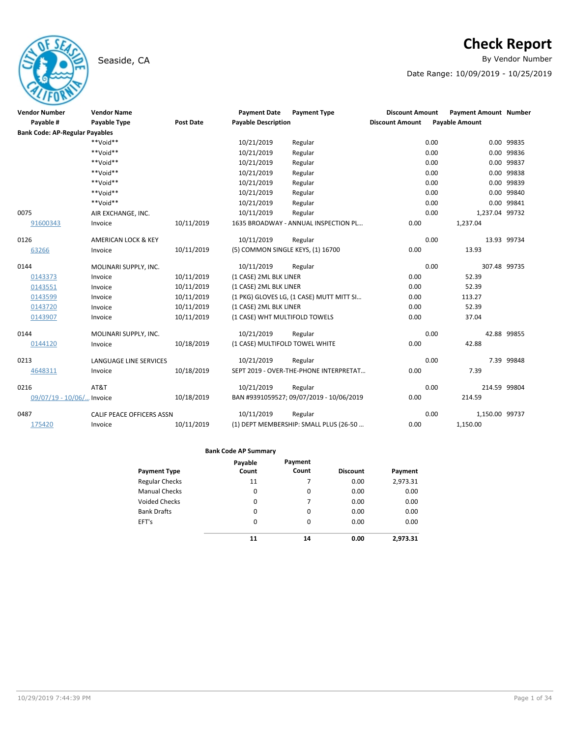# Check Report

Seaside, CA

By Vendor Number

Date Range: 10/09/2019 - 10/25/2019

| Vendor Number | Vendor Name | | Payment Date | Payment Type | Discount Amount | Payment Amount | Number |
|---|---|---|---|---|---|---|---|
| Payable # | Payable Type | Post Date | Payable Description | | Discount Amount | Payable Amount | |
| **Bank Code: AP-Regular Payables** | | | | | | | |
| | **Void** | | 10/21/2019 | Regular | 0.00 | 0.00 | 99835 |
| | **Void** | | 10/21/2019 | Regular | 0.00 | 0.00 | 99836 |
| | **Void** | | 10/21/2019 | Regular | 0.00 | 0.00 | 99837 |
| | **Void** | | 10/21/2019 | Regular | 0.00 | 0.00 | 99838 |
| | **Void** | | 10/21/2019 | Regular | 0.00 | 0.00 | 99839 |
| | **Void** | | 10/21/2019 | Regular | 0.00 | 0.00 | 99840 |
| | **Void** | | 10/21/2019 | Regular | 0.00 | 0.00 | 99841 |
| 0075 | AIR EXCHANGE, INC. | | 10/11/2019 | Regular | 0.00 | 1,237.04 | 99732 |
| 91600343 | Invoice | 10/11/2019 | 1635 BROADWAY - ANNUAL INSPECTION PL... | | 0.00 | 1,237.04 | |
| 0126 | AMERICAN LOCK & KEY | | 10/11/2019 | Regular | 0.00 | 13.93 | 99734 |
| 63266 | Invoice | 10/11/2019 | (5) COMMON SINGLE KEYS, (1) 16700 | | 0.00 | 13.93 | |
| 0144 | MOLINARI SUPPLY, INC. | | 10/11/2019 | Regular | 0.00 | 307.48 | 99735 |
| 0143373 | Invoice | 10/11/2019 | (1 CASE) 2ML BLK LINER | | 0.00 | 52.39 | |
| 0143551 | Invoice | 10/11/2019 | (1 CASE) 2ML BLK LINER | | 0.00 | 52.39 | |
| 0143599 | Invoice | 10/11/2019 | (1 PKG) GLOVES LG, (1 CASE) MUTT MITT SI... | | 0.00 | 113.27 | |
| 0143720 | Invoice | 10/11/2019 | (1 CASE) 2ML BLK LINER | | 0.00 | 52.39 | |
| 0143907 | Invoice | 10/11/2019 | (1 CASE) WHT MULTIFOLD TOWELS | | 0.00 | 37.04 | |
| 0144 | MOLINARI SUPPLY, INC. | | 10/21/2019 | Regular | 0.00 | 42.88 | 99855 |
| 0144120 | Invoice | 10/18/2019 | (1 CASE) MULTIFOLD TOWEL WHITE | | 0.00 | 42.88 | |
| 0213 | LANGUAGE LINE SERVICES | | 10/21/2019 | Regular | 0.00 | 7.39 | 99848 |
| 4648311 | Invoice | 10/18/2019 | SEPT 2019 - OVER-THE-PHONE INTERPRETAT... | | 0.00 | 7.39 | |
| 0216 | AT&T | | 10/21/2019 | Regular | 0.00 | 214.59 | 99804 |
| 09/07/19 - 10/06/... | Invoice | 10/18/2019 | BAN #9391059527; 09/07/2019 - 10/06/2019 | | 0.00 | 214.59 | |
| 0487 | CALIF PEACE OFFICERS ASSN | | 10/11/2019 | Regular | 0.00 | 1,150.00 | 99737 |
| 175420 | Invoice | 10/11/2019 | (1) DEPT MEMBERSHIP: SMALL PLUS (26-50 ... | | 0.00 | 1,150.00 | |

**Bank Code AP Summary**

| Payment Type | Payable Count | Payment Count | Discount | Payment |
|---|---|---|---|---|
| Regular Checks | 11 | 7 | 0.00 | 2,973.31 |
| Manual Checks | 0 | 0 | 0.00 | 0.00 |
| Voided Checks | 0 | 7 | 0.00 | 0.00 |
| Bank Drafts | 0 | 0 | 0.00 | 0.00 |
| EFT's | 0 | 0 | 0.00 | 0.00 |
| | **11** | **14** | **0.00** | **2,973.31** |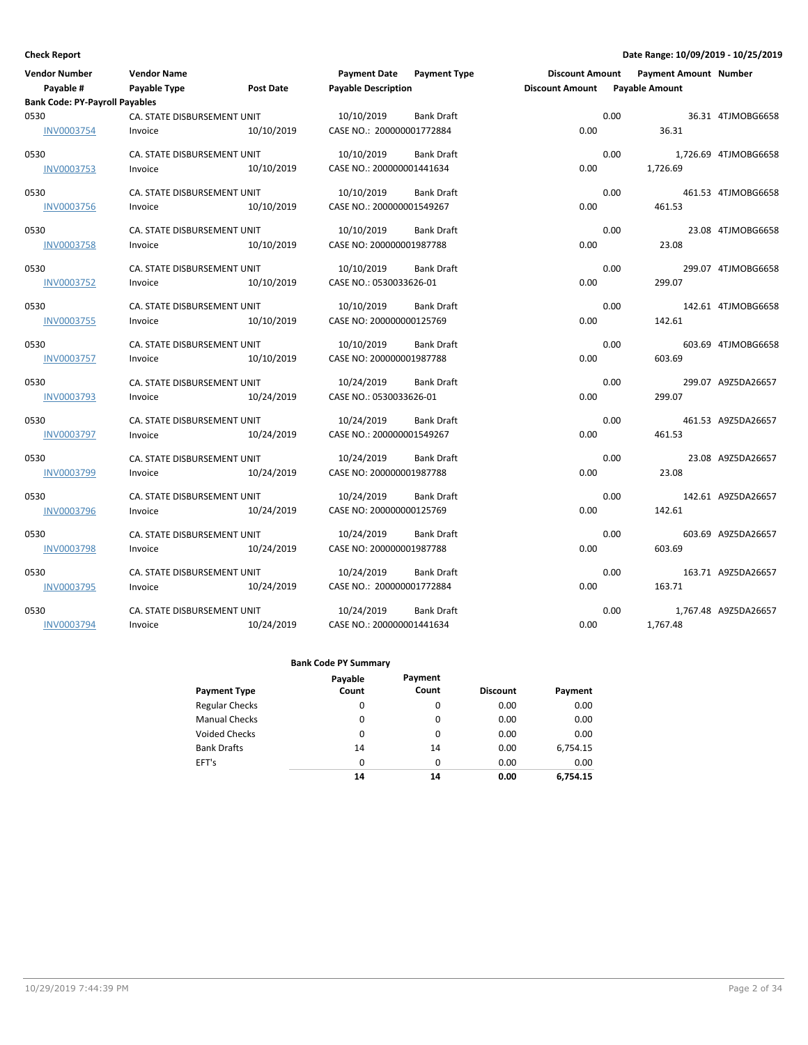**Check Report**

**Date Range: 10/09/2019 - 10/25/2019**

| Vendor Number | Vendor Name | | Payment Date | Payment Type | Discount Amount | Payment Amount | Number |
|---|---|---|---|---|---|---|---|
| Payable # | Payable Type | Post Date | Payable Description | | Discount Amount | Payable Amount | |
| **Bank Code: PY-Payroll Payables** | | | | | | | |
| 0530 | CA. STATE DISBURSEMENT UNIT | | 10/10/2019 | Bank Draft | 0.00 | 36.31 | 4TJMOBG6658 |
| INV0003754 | Invoice | 10/10/2019 | CASE NO.: 200000001772884 | | 0.00 | 36.31 | |
| 0530 | CA. STATE DISBURSEMENT UNIT | | 10/10/2019 | Bank Draft | 0.00 | 1,726.69 | 4TJMOBG6658 |
| INV0003753 | Invoice | 10/10/2019 | CASE NO.: 200000001441634 | | 0.00 | 1,726.69 | |
| 0530 | CA. STATE DISBURSEMENT UNIT | | 10/10/2019 | Bank Draft | 0.00 | 461.53 | 4TJMOBG6658 |
| INV0003756 | Invoice | 10/10/2019 | CASE NO.: 200000001549267 | | 0.00 | 461.53 | |
| 0530 | CA. STATE DISBURSEMENT UNIT | | 10/10/2019 | Bank Draft | 0.00 | 23.08 | 4TJMOBG6658 |
| INV0003758 | Invoice | 10/10/2019 | CASE NO: 200000001987788 | | 0.00 | 23.08 | |
| 0530 | CA. STATE DISBURSEMENT UNIT | | 10/10/2019 | Bank Draft | 0.00 | 299.07 | 4TJMOBG6658 |
| INV0003752 | Invoice | 10/10/2019 | CASE NO.: 0530033626-01 | | 0.00 | 299.07 | |
| 0530 | CA. STATE DISBURSEMENT UNIT | | 10/10/2019 | Bank Draft | 0.00 | 142.61 | 4TJMOBG6658 |
| INV0003755 | Invoice | 10/10/2019 | CASE NO: 200000000125769 | | 0.00 | 142.61 | |
| 0530 | CA. STATE DISBURSEMENT UNIT | | 10/10/2019 | Bank Draft | 0.00 | 603.69 | 4TJMOBG6658 |
| INV0003757 | Invoice | 10/10/2019 | CASE NO: 200000001987788 | | 0.00 | 603.69 | |
| 0530 | CA. STATE DISBURSEMENT UNIT | | 10/24/2019 | Bank Draft | 0.00 | 299.07 | A9Z5DA26657 |
| INV0003793 | Invoice | 10/24/2019 | CASE NO.: 0530033626-01 | | 0.00 | 299.07 | |
| 0530 | CA. STATE DISBURSEMENT UNIT | | 10/24/2019 | Bank Draft | 0.00 | 461.53 | A9Z5DA26657 |
| INV0003797 | Invoice | 10/24/2019 | CASE NO.: 200000001549267 | | 0.00 | 461.53 | |
| 0530 | CA. STATE DISBURSEMENT UNIT | | 10/24/2019 | Bank Draft | 0.00 | 23.08 | A9Z5DA26657 |
| INV0003799 | Invoice | 10/24/2019 | CASE NO: 200000001987788 | | 0.00 | 23.08 | |
| 0530 | CA. STATE DISBURSEMENT UNIT | | 10/24/2019 | Bank Draft | 0.00 | 142.61 | A9Z5DA26657 |
| INV0003796 | Invoice | 10/24/2019 | CASE NO: 200000000125769 | | 0.00 | 142.61 | |
| 0530 | CA. STATE DISBURSEMENT UNIT | | 10/24/2019 | Bank Draft | 0.00 | 603.69 | A9Z5DA26657 |
| INV0003798 | Invoice | 10/24/2019 | CASE NO: 200000001987788 | | 0.00 | 603.69 | |
| 0530 | CA. STATE DISBURSEMENT UNIT | | 10/24/2019 | Bank Draft | 0.00 | 163.71 | A9Z5DA26657 |
| INV0003795 | Invoice | 10/24/2019 | CASE NO.: 200000001772884 | | 0.00 | 163.71 | |
| 0530 | CA. STATE DISBURSEMENT UNIT | | 10/24/2019 | Bank Draft | 0.00 | 1,767.48 | A9Z5DA26657 |
| INV0003794 | Invoice | 10/24/2019 | CASE NO.: 200000001441634 | | 0.00 | 1,767.48 | |

**Bank Code PY Summary**

| Payment Type | Payable Count | Payment Count | Discount | Payment |
|---|---|---|---|---|
| Regular Checks | 0 | 0 | 0.00 | 0.00 |
| Manual Checks | 0 | 0 | 0.00 | 0.00 |
| Voided Checks | 0 | 0 | 0.00 | 0.00 |
| Bank Drafts | 14 | 14 | 0.00 | 6,754.15 |
| EFT's | 0 | 0 | 0.00 | 0.00 |
| | **14** | **14** | **0.00** | **6,754.15** |

10/29/2019 7:44:39 PM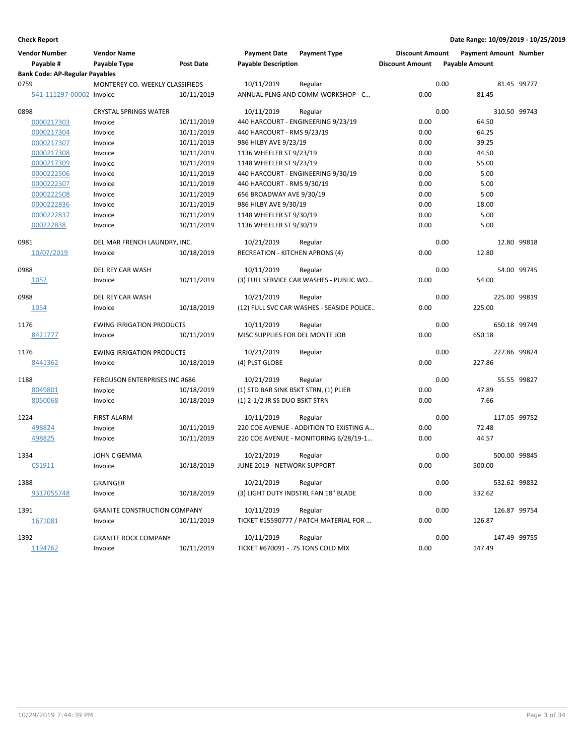**Check Report**

**Date Range: 10/09/2019 - 10/25/2019**

| Vendor Number<br>Payable # | Vendor Name<br>Payable Type | Post Date | Payment Date<br>Payable Description | Payment Type | Discount Amount<br>Discount Amount | Payment Amount<br>Payable Amount | Number |
|---|---|---|---|---|---|---|---|
| **Bank Code: AP-Regular Payables** | | | | | | | |
| 0759 | MONTEREY CO. WEEKLY CLASSIFIEDS | | 10/11/2019 | Regular | 0.00 | 81.45 | 99777 |
| 541-111297-00002 | Invoice | 10/11/2019 | ANNUAL PLNG AND COMM WORKSHOP - C... | | 0.00 | 81.45 | |
| 0898 | CRYSTAL SPRINGS WATER | | 10/11/2019 | Regular | 0.00 | 310.50 | 99743 |
| 0000217303 | Invoice | 10/11/2019 | 440 HARCOURT - ENGINEERING 9/23/19 | | 0.00 | 64.50 | |
| 0000217304 | Invoice | 10/11/2019 | 440 HARCOURT - RMS 9/23/19 | | 0.00 | 64.25 | |
| 0000217307 | Invoice | 10/11/2019 | 986 HILBY AVE 9/23/19 | | 0.00 | 39.25 | |
| 0000217308 | Invoice | 10/11/2019 | 1136 WHEELER ST 9/23/19 | | 0.00 | 44.50 | |
| 0000217309 | Invoice | 10/11/2019 | 1148 WHEELER ST 9/23/19 | | 0.00 | 55.00 | |
| 0000222506 | Invoice | 10/11/2019 | 440 HARCOURT - ENGINEERING 9/30/19 | | 0.00 | 5.00 | |
| 0000222507 | Invoice | 10/11/2019 | 440 HARCOURT - RMS 9/30/19 | | 0.00 | 5.00 | |
| 0000222508 | Invoice | 10/11/2019 | 656 BROADWAY AVE 9/30/19 | | 0.00 | 5.00 | |
| 0000222836 | Invoice | 10/11/2019 | 986 HILBY AVE 9/30/19 | | 0.00 | 18.00 | |
| 0000222837 | Invoice | 10/11/2019 | 1148 WHEELER ST 9/30/19 | | 0.00 | 5.00 | |
| 000222838 | Invoice | 10/11/2019 | 1136 WHEELER ST 9/30/19 | | 0.00 | 5.00 | |
| 0981 | DEL MAR FRENCH LAUNDRY, INC. | | 10/21/2019 | Regular | 0.00 | 12.80 | 99818 |
| 10/07/2019 | Invoice | 10/18/2019 | RECREATION - KITCHEN APRONS (4) | | 0.00 | 12.80 | |
| 0988 | DEL REY CAR WASH | | 10/11/2019 | Regular | 0.00 | 54.00 | 99745 |
| 1052 | Invoice | 10/11/2019 | (3) FULL SERVICE CAR WASHES - PUBLIC WO... | | 0.00 | 54.00 | |
| 0988 | DEL REY CAR WASH | | 10/21/2019 | Regular | 0.00 | 225.00 | 99819 |
| 1054 | Invoice | 10/18/2019 | (12) FULL SVC CAR WASHES - SEASIDE POLICE.. | | 0.00 | 225.00 | |
| 1176 | EWING IRRIGATION PRODUCTS | | 10/11/2019 | Regular | 0.00 | 650.18 | 99749 |
| 8421777 | Invoice | 10/11/2019 | MISC SUPPLIES FOR DEL MONTE JOB | | 0.00 | 650.18 | |
| 1176 | EWING IRRIGATION PRODUCTS | | 10/21/2019 | Regular | 0.00 | 227.86 | 99824 |
| 8441362 | Invoice | 10/18/2019 | (4) PLST GLOBE | | 0.00 | 227.86 | |
| 1188 | FERGUSON ENTERPRISES INC #686 | | 10/21/2019 | Regular | 0.00 | 55.55 | 99827 |
| 8049801 | Invoice | 10/18/2019 | (1) STD BAR SINK BSKT STRN, (1) PLIER | | 0.00 | 47.89 | |
| 8050068 | Invoice | 10/18/2019 | (1) 2-1/2 JR SS DUO BSKT STRN | | 0.00 | 7.66 | |
| 1224 | FIRST ALARM | | 10/11/2019 | Regular | 0.00 | 117.05 | 99752 |
| 498824 | Invoice | 10/11/2019 | 220 COE AVENUE - ADDITION TO EXISTING A... | | 0.00 | 72.48 | |
| 498825 | Invoice | 10/11/2019 | 220 COE AVENUE - MONITORING 6/28/19-1... | | 0.00 | 44.57 | |
| 1334 | JOHN C GEMMA | | 10/21/2019 | Regular | 0.00 | 500.00 | 99845 |
| CS1911 | Invoice | 10/18/2019 | JUNE 2019 - NETWORK SUPPORT | | 0.00 | 500.00 | |
| 1388 | GRAINGER | | 10/21/2019 | Regular | 0.00 | 532.62 | 99832 |
| 9317055748 | Invoice | 10/18/2019 | (3) LIGHT DUTY INDSTRL FAN 18" BLADE | | 0.00 | 532.62 | |
| 1391 | GRANITE CONSTRUCTION COMPANY | | 10/11/2019 | Regular | 0.00 | 126.87 | 99754 |
| 1671081 | Invoice | 10/11/2019 | TICKET #15590777 / PATCH MATERIAL FOR ... | | 0.00 | 126.87 | |
| 1392 | GRANITE ROCK COMPANY | | 10/11/2019 | Regular | 0.00 | 147.49 | 99755 |
| 1194762 | Invoice | 10/11/2019 | TICKET #670091 - .75 TONS COLD MIX | | 0.00 | 147.49 | |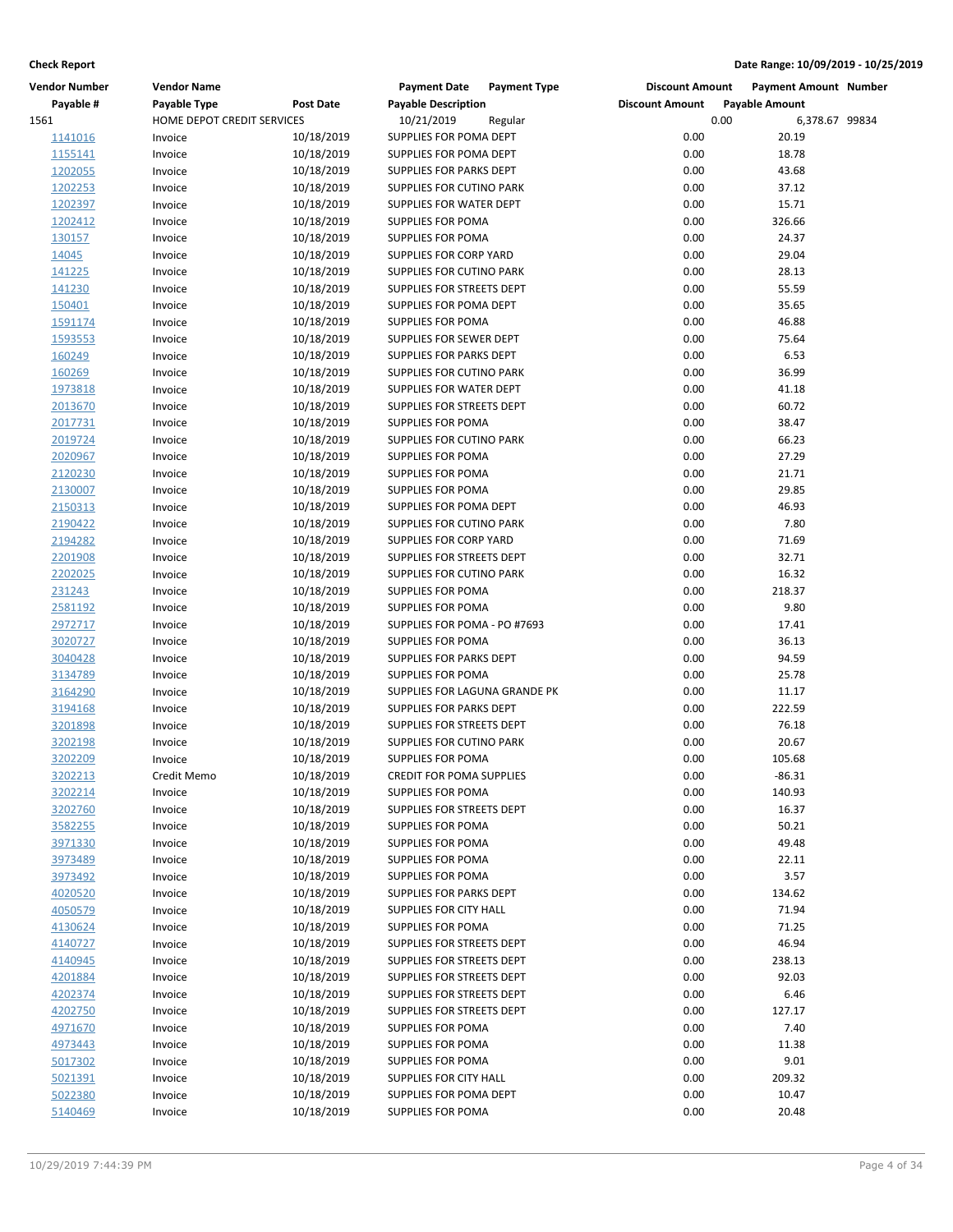**Check Report**

**Date Range: 10/09/2019 - 10/25/2019**

| Vendor Number | Vendor Name | | Payment Date | Payment Type | Discount Amount | Payment Amount | Number |
|---|---|---|---|---|---|---|---|
| **Payable #** | **Payable Type** | **Post Date** | **Payable Description** | | **Discount Amount** | **Payable Amount** | |
| 1561 | HOME DEPOT CREDIT SERVICES | | 10/21/2019 | Regular | 0.00 | 6,378.67 | 99834 |
| 1141016 | Invoice | 10/18/2019 | SUPPLIES FOR POMA DEPT | | 0.00 | 20.19 | |
| 1155141 | Invoice | 10/18/2019 | SUPPLIES FOR POMA DEPT | | 0.00 | 18.78 | |
| 1202055 | Invoice | 10/18/2019 | SUPPLIES FOR PARKS DEPT | | 0.00 | 43.68 | |
| 1202253 | Invoice | 10/18/2019 | SUPPLIES FOR CUTINO PARK | | 0.00 | 37.12 | |
| 1202397 | Invoice | 10/18/2019 | SUPPLIES FOR WATER DEPT | | 0.00 | 15.71 | |
| 1202412 | Invoice | 10/18/2019 | SUPPLIES FOR POMA | | 0.00 | 326.66 | |
| 130157 | Invoice | 10/18/2019 | SUPPLIES FOR POMA | | 0.00 | 24.37 | |
| 14045 | Invoice | 10/18/2019 | SUPPLIES FOR CORP YARD | | 0.00 | 29.04 | |
| 141225 | Invoice | 10/18/2019 | SUPPLIES FOR CUTINO PARK | | 0.00 | 28.13 | |
| 141230 | Invoice | 10/18/2019 | SUPPLIES FOR STREETS DEPT | | 0.00 | 55.59 | |
| 150401 | Invoice | 10/18/2019 | SUPPLIES FOR POMA DEPT | | 0.00 | 35.65 | |
| 1591174 | Invoice | 10/18/2019 | SUPPLIES FOR POMA | | 0.00 | 46.88 | |
| 1593553 | Invoice | 10/18/2019 | SUPPLIES FOR SEWER DEPT | | 0.00 | 75.64 | |
| 160249 | Invoice | 10/18/2019 | SUPPLIES FOR PARKS DEPT | | 0.00 | 6.53 | |
| 160269 | Invoice | 10/18/2019 | SUPPLIES FOR CUTINO PARK | | 0.00 | 36.99 | |
| 1973818 | Invoice | 10/18/2019 | SUPPLIES FOR WATER DEPT | | 0.00 | 41.18 | |
| 2013670 | Invoice | 10/18/2019 | SUPPLIES FOR STREETS DEPT | | 0.00 | 60.72 | |
| 2017731 | Invoice | 10/18/2019 | SUPPLIES FOR POMA | | 0.00 | 38.47 | |
| 2019724 | Invoice | 10/18/2019 | SUPPLIES FOR CUTINO PARK | | 0.00 | 66.23 | |
| 2020967 | Invoice | 10/18/2019 | SUPPLIES FOR POMA | | 0.00 | 27.29 | |
| 2120230 | Invoice | 10/18/2019 | SUPPLIES FOR POMA | | 0.00 | 21.71 | |
| 2130007 | Invoice | 10/18/2019 | SUPPLIES FOR POMA | | 0.00 | 29.85 | |
| 2150313 | Invoice | 10/18/2019 | SUPPLIES FOR POMA DEPT | | 0.00 | 46.93 | |
| 2190422 | Invoice | 10/18/2019 | SUPPLIES FOR CUTINO PARK | | 0.00 | 7.80 | |
| 2194282 | Invoice | 10/18/2019 | SUPPLIES FOR CORP YARD | | 0.00 | 71.69 | |
| 2201908 | Invoice | 10/18/2019 | SUPPLIES FOR STREETS DEPT | | 0.00 | 32.71 | |
| 2202025 | Invoice | 10/18/2019 | SUPPLIES FOR CUTINO PARK | | 0.00 | 16.32 | |
| 231243 | Invoice | 10/18/2019 | SUPPLIES FOR POMA | | 0.00 | 218.37 | |
| 2581192 | Invoice | 10/18/2019 | SUPPLIES FOR POMA | | 0.00 | 9.80 | |
| 2972717 | Invoice | 10/18/2019 | SUPPLIES FOR POMA - PO #7693 | | 0.00 | 17.41 | |
| 3020727 | Invoice | 10/18/2019 | SUPPLIES FOR POMA | | 0.00 | 36.13 | |
| 3040428 | Invoice | 10/18/2019 | SUPPLIES FOR PARKS DEPT | | 0.00 | 94.59 | |
| 3134789 | Invoice | 10/18/2019 | SUPPLIES FOR POMA | | 0.00 | 25.78 | |
| 3164290 | Invoice | 10/18/2019 | SUPPLIES FOR LAGUNA GRANDE PK | | 0.00 | 11.17 | |
| 3194168 | Invoice | 10/18/2019 | SUPPLIES FOR PARKS DEPT | | 0.00 | 222.59 | |
| 3201898 | Invoice | 10/18/2019 | SUPPLIES FOR STREETS DEPT | | 0.00 | 76.18 | |
| 3202198 | Invoice | 10/18/2019 | SUPPLIES FOR CUTINO PARK | | 0.00 | 20.67 | |
| 3202209 | Invoice | 10/18/2019 | SUPPLIES FOR POMA | | 0.00 | 105.68 | |
| 3202213 | Credit Memo | 10/18/2019 | CREDIT FOR POMA SUPPLIES | | 0.00 | -86.31 | |
| 3202214 | Invoice | 10/18/2019 | SUPPLIES FOR POMA | | 0.00 | 140.93 | |
| 3202760 | Invoice | 10/18/2019 | SUPPLIES FOR STREETS DEPT | | 0.00 | 16.37 | |
| 3582255 | Invoice | 10/18/2019 | SUPPLIES FOR POMA | | 0.00 | 50.21 | |
| 3971330 | Invoice | 10/18/2019 | SUPPLIES FOR POMA | | 0.00 | 49.48 | |
| 3973489 | Invoice | 10/18/2019 | SUPPLIES FOR POMA | | 0.00 | 22.11 | |
| 3973492 | Invoice | 10/18/2019 | SUPPLIES FOR POMA | | 0.00 | 3.57 | |
| 4020520 | Invoice | 10/18/2019 | SUPPLIES FOR PARKS DEPT | | 0.00 | 134.62 | |
| 4050579 | Invoice | 10/18/2019 | SUPPLIES FOR CITY HALL | | 0.00 | 71.94 | |
| 4130624 | Invoice | 10/18/2019 | SUPPLIES FOR POMA | | 0.00 | 71.25 | |
| 4140727 | Invoice | 10/18/2019 | SUPPLIES FOR STREETS DEPT | | 0.00 | 46.94 | |
| 4140945 | Invoice | 10/18/2019 | SUPPLIES FOR STREETS DEPT | | 0.00 | 238.13 | |
| 4201884 | Invoice | 10/18/2019 | SUPPLIES FOR STREETS DEPT | | 0.00 | 92.03 | |
| 4202374 | Invoice | 10/18/2019 | SUPPLIES FOR STREETS DEPT | | 0.00 | 6.46 | |
| 4202750 | Invoice | 10/18/2019 | SUPPLIES FOR STREETS DEPT | | 0.00 | 127.17 | |
| 4971670 | Invoice | 10/18/2019 | SUPPLIES FOR POMA | | 0.00 | 7.40 | |
| 4973443 | Invoice | 10/18/2019 | SUPPLIES FOR POMA | | 0.00 | 11.38 | |
| 5017302 | Invoice | 10/18/2019 | SUPPLIES FOR POMA | | 0.00 | 9.01 | |
| 5021391 | Invoice | 10/18/2019 | SUPPLIES FOR CITY HALL | | 0.00 | 209.32 | |
| 5022380 | Invoice | 10/18/2019 | SUPPLIES FOR POMA DEPT | | 0.00 | 10.47 | |
| 5140469 | Invoice | 10/18/2019 | SUPPLIES FOR POMA | | 0.00 | 20.48 | |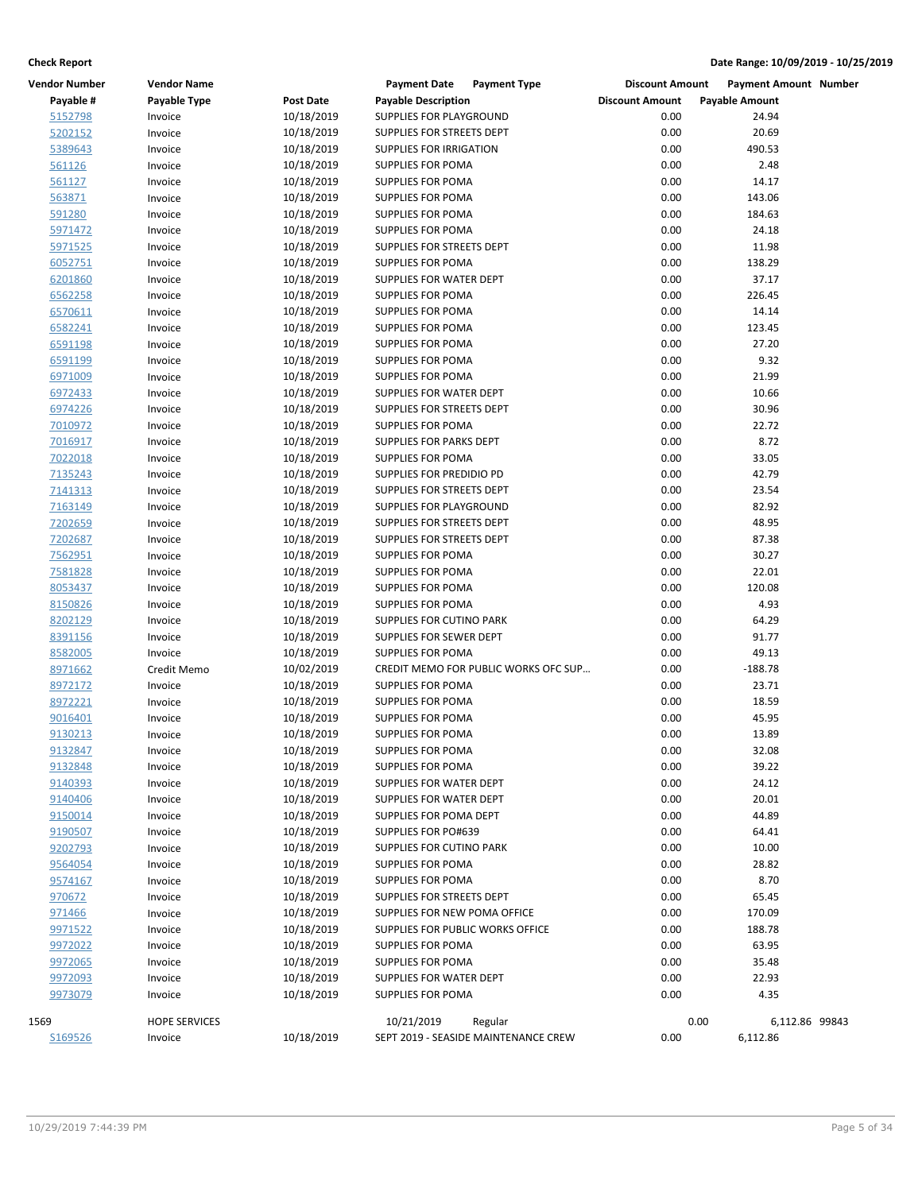**Check Report** — **Date Range: 10/09/2019 - 10/25/2019**

| Vendor Number | Vendor Name | | Payment Date | Payment Type | Discount Amount | Payment Amount | Number |
|---|---|---|---|---|---|---|---|
| **Payable #** | **Payable Type** | **Post Date** | **Payable Description** | | **Discount Amount** | **Payable Amount** | |
| 5152798 | Invoice | 10/18/2019 | SUPPLIES FOR PLAYGROUND | | 0.00 | 24.94 | |
| 5202152 | Invoice | 10/18/2019 | SUPPLIES FOR STREETS DEPT | | 0.00 | 20.69 | |
| 5389643 | Invoice | 10/18/2019 | SUPPLIES FOR IRRIGATION | | 0.00 | 490.53 | |
| 561126 | Invoice | 10/18/2019 | SUPPLIES FOR POMA | | 0.00 | 2.48 | |
| 561127 | Invoice | 10/18/2019 | SUPPLIES FOR POMA | | 0.00 | 14.17 | |
| 563871 | Invoice | 10/18/2019 | SUPPLIES FOR POMA | | 0.00 | 143.06 | |
| 591280 | Invoice | 10/18/2019 | SUPPLIES FOR POMA | | 0.00 | 184.63 | |
| 5971472 | Invoice | 10/18/2019 | SUPPLIES FOR POMA | | 0.00 | 24.18 | |
| 5971525 | Invoice | 10/18/2019 | SUPPLIES FOR STREETS DEPT | | 0.00 | 11.98 | |
| 6052751 | Invoice | 10/18/2019 | SUPPLIES FOR POMA | | 0.00 | 138.29 | |
| 6201860 | Invoice | 10/18/2019 | SUPPLIES FOR WATER DEPT | | 0.00 | 37.17 | |
| 6562258 | Invoice | 10/18/2019 | SUPPLIES FOR POMA | | 0.00 | 226.45 | |
| 6570611 | Invoice | 10/18/2019 | SUPPLIES FOR POMA | | 0.00 | 14.14 | |
| 6582241 | Invoice | 10/18/2019 | SUPPLIES FOR POMA | | 0.00 | 123.45 | |
| 6591198 | Invoice | 10/18/2019 | SUPPLIES FOR POMA | | 0.00 | 27.20 | |
| 6591199 | Invoice | 10/18/2019 | SUPPLIES FOR POMA | | 0.00 | 9.32 | |
| 6971009 | Invoice | 10/18/2019 | SUPPLIES FOR POMA | | 0.00 | 21.99 | |
| 6972433 | Invoice | 10/18/2019 | SUPPLIES FOR WATER DEPT | | 0.00 | 10.66 | |
| 6974226 | Invoice | 10/18/2019 | SUPPLIES FOR STREETS DEPT | | 0.00 | 30.96 | |
| 7010972 | Invoice | 10/18/2019 | SUPPLIES FOR POMA | | 0.00 | 22.72 | |
| 7016917 | Invoice | 10/18/2019 | SUPPLIES FOR PARKS DEPT | | 0.00 | 8.72 | |
| 7022018 | Invoice | 10/18/2019 | SUPPLIES FOR POMA | | 0.00 | 33.05 | |
| 7135243 | Invoice | 10/18/2019 | SUPPLIES FOR PREDIDIO PD | | 0.00 | 42.79 | |
| 7141313 | Invoice | 10/18/2019 | SUPPLIES FOR STREETS DEPT | | 0.00 | 23.54 | |
| 7163149 | Invoice | 10/18/2019 | SUPPLIES FOR PLAYGROUND | | 0.00 | 82.92 | |
| 7202659 | Invoice | 10/18/2019 | SUPPLIES FOR STREETS DEPT | | 0.00 | 48.95 | |
| 7202687 | Invoice | 10/18/2019 | SUPPLIES FOR STREETS DEPT | | 0.00 | 87.38 | |
| 7562951 | Invoice | 10/18/2019 | SUPPLIES FOR POMA | | 0.00 | 30.27 | |
| 7581828 | Invoice | 10/18/2019 | SUPPLIES FOR POMA | | 0.00 | 22.01 | |
| 8053437 | Invoice | 10/18/2019 | SUPPLIES FOR POMA | | 0.00 | 120.08 | |
| 8150826 | Invoice | 10/18/2019 | SUPPLIES FOR POMA | | 0.00 | 4.93 | |
| 8202129 | Invoice | 10/18/2019 | SUPPLIES FOR CUTINO PARK | | 0.00 | 64.29 | |
| 8391156 | Invoice | 10/18/2019 | SUPPLIES FOR SEWER DEPT | | 0.00 | 91.77 | |
| 8582005 | Invoice | 10/18/2019 | SUPPLIES FOR POMA | | 0.00 | 49.13 | |
| 8971662 | Credit Memo | 10/02/2019 | CREDIT MEMO FOR PUBLIC WORKS OFC SUP... | | 0.00 | -188.78 | |
| 8972172 | Invoice | 10/18/2019 | SUPPLIES FOR POMA | | 0.00 | 23.71 | |
| 8972221 | Invoice | 10/18/2019 | SUPPLIES FOR POMA | | 0.00 | 18.59 | |
| 9016401 | Invoice | 10/18/2019 | SUPPLIES FOR POMA | | 0.00 | 45.95 | |
| 9130213 | Invoice | 10/18/2019 | SUPPLIES FOR POMA | | 0.00 | 13.89 | |
| 9132847 | Invoice | 10/18/2019 | SUPPLIES FOR POMA | | 0.00 | 32.08 | |
| 9132848 | Invoice | 10/18/2019 | SUPPLIES FOR POMA | | 0.00 | 39.22 | |
| 9140393 | Invoice | 10/18/2019 | SUPPLIES FOR WATER DEPT | | 0.00 | 24.12 | |
| 9140406 | Invoice | 10/18/2019 | SUPPLIES FOR WATER DEPT | | 0.00 | 20.01 | |
| 9150014 | Invoice | 10/18/2019 | SUPPLIES FOR POMA DEPT | | 0.00 | 44.89 | |
| 9190507 | Invoice | 10/18/2019 | SUPPLIES FOR PO#639 | | 0.00 | 64.41 | |
| 9202793 | Invoice | 10/18/2019 | SUPPLIES FOR CUTINO PARK | | 0.00 | 10.00 | |
| 9564054 | Invoice | 10/18/2019 | SUPPLIES FOR POMA | | 0.00 | 28.82 | |
| 9574167 | Invoice | 10/18/2019 | SUPPLIES FOR POMA | | 0.00 | 8.70 | |
| 970672 | Invoice | 10/18/2019 | SUPPLIES FOR STREETS DEPT | | 0.00 | 65.45 | |
| 971466 | Invoice | 10/18/2019 | SUPPLIES FOR NEW POMA OFFICE | | 0.00 | 170.09 | |
| 9971522 | Invoice | 10/18/2019 | SUPPLIES FOR PUBLIC WORKS OFFICE | | 0.00 | 188.78 | |
| 9972022 | Invoice | 10/18/2019 | SUPPLIES FOR POMA | | 0.00 | 63.95 | |
| 9972065 | Invoice | 10/18/2019 | SUPPLIES FOR POMA | | 0.00 | 35.48 | |
| 9972093 | Invoice | 10/18/2019 | SUPPLIES FOR WATER DEPT | | 0.00 | 22.93 | |
| 9973079 | Invoice | 10/18/2019 | SUPPLIES FOR POMA | | 0.00 | 4.35 | |
| 1569 | HOPE SERVICES | | 10/21/2019 | Regular | 0.00 | 6,112.86 | 99843 |
| 5169526 | Invoice | 10/18/2019 | SEPT 2019 - SEASIDE MAINTENANCE CREW | | 0.00 | 6,112.86 | |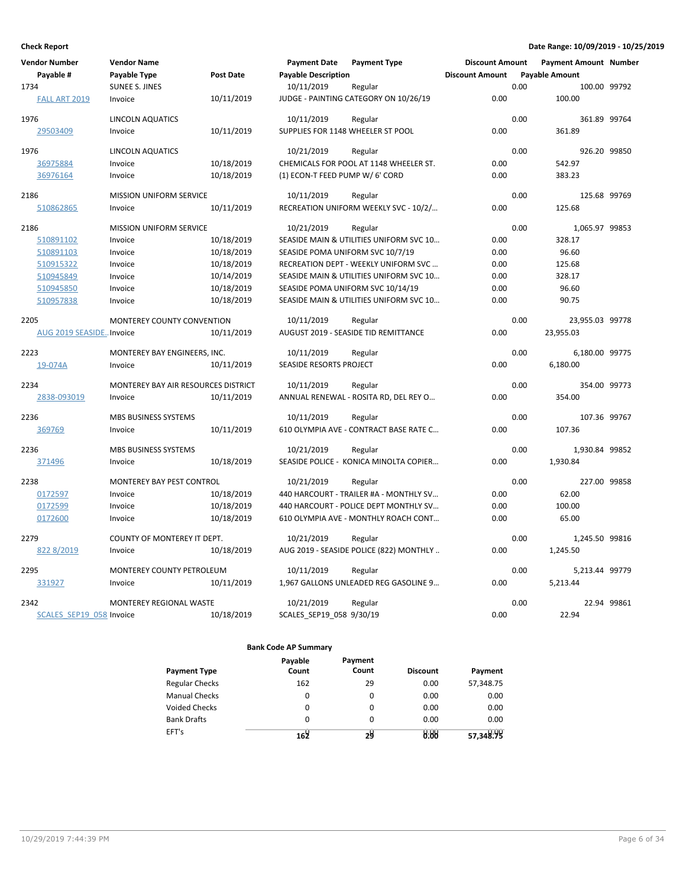**Check Report** **Date Range: 10/09/2019 - 10/25/2019**

| Vendor Number | Vendor Name | | Payment Date | Payment Type | Discount Amount | Payment Amount | Number |
|---|---|---|---|---|---|---|---|
| Payable # | Payable Type | Post Date | Payable Description | | Discount Amount | Payable Amount | |
| 1734 | SUNEE S. JINES | | 10/11/2019 | Regular | 0.00 | 100.00 | 99792 |
| FALL ART 2019 | Invoice | 10/11/2019 | JUDGE - PAINTING CATEGORY ON 10/26/19 | | 0.00 | 100.00 | |
| 1976 | LINCOLN AQUATICS | | 10/11/2019 | Regular | 0.00 | 361.89 | 99764 |
| 29503409 | Invoice | 10/11/2019 | SUPPLIES FOR 1148 WHEELER ST POOL | | 0.00 | 361.89 | |
| 1976 | LINCOLN AQUATICS | | 10/21/2019 | Regular | 0.00 | 926.20 | 99850 |
| 36975884 | Invoice | 10/18/2019 | CHEMICALS FOR POOL AT 1148 WHEELER ST. | | 0.00 | 542.97 | |
| 36976164 | Invoice | 10/18/2019 | (1) ECON-T FEED PUMP W/ 6' CORD | | 0.00 | 383.23 | |
| 2186 | MISSION UNIFORM SERVICE | | 10/11/2019 | Regular | 0.00 | 125.68 | 99769 |
| 510862865 | Invoice | 10/11/2019 | RECREATION UNIFORM WEEKLY SVC - 10/2/... | | 0.00 | 125.68 | |
| 2186 | MISSION UNIFORM SERVICE | | 10/21/2019 | Regular | 0.00 | 1,065.97 | 99853 |
| 510891102 | Invoice | 10/18/2019 | SEASIDE MAIN & UTILITIES UNIFORM SVC 10... | | 0.00 | 328.17 | |
| 510891103 | Invoice | 10/18/2019 | SEASIDE POMA UNIFORM SVC 10/7/19 | | 0.00 | 96.60 | |
| 510915322 | Invoice | 10/18/2019 | RECREATION DEPT - WEEKLY UNIFORM SVC ... | | 0.00 | 125.68 | |
| 510945849 | Invoice | 10/14/2019 | SEASIDE MAIN & UTILITIES UNIFORM SVC 10... | | 0.00 | 328.17 | |
| 510945850 | Invoice | 10/18/2019 | SEASIDE POMA UNIFORM SVC 10/14/19 | | 0.00 | 96.60 | |
| 510957838 | Invoice | 10/18/2019 | SEASIDE MAIN & UTILITIES UNIFORM SVC 10... | | 0.00 | 90.75 | |
| 2205 | MONTEREY COUNTY CONVENTION | | 10/11/2019 | Regular | 0.00 | 23,955.03 | 99778 |
| AUG 2019 SEASIDE... | Invoice | 10/11/2019 | AUGUST 2019 - SEASIDE TID REMITTANCE | | 0.00 | 23,955.03 | |
| 2223 | MONTEREY BAY ENGINEERS, INC. | | 10/11/2019 | Regular | 0.00 | 6,180.00 | 99775 |
| 19-074A | Invoice | 10/11/2019 | SEASIDE RESORTS PROJECT | | 0.00 | 6,180.00 | |
| 2234 | MONTEREY BAY AIR RESOURCES DISTRICT | | 10/11/2019 | Regular | 0.00 | 354.00 | 99773 |
| 2838-093019 | Invoice | 10/11/2019 | ANNUAL RENEWAL - ROSITA RD, DEL REY O... | | 0.00 | 354.00 | |
| 2236 | MBS BUSINESS SYSTEMS | | 10/11/2019 | Regular | 0.00 | 107.36 | 99767 |
| 369769 | Invoice | 10/11/2019 | 610 OLYMPIA AVE - CONTRACT BASE RATE C... | | 0.00 | 107.36 | |
| 2236 | MBS BUSINESS SYSTEMS | | 10/21/2019 | Regular | 0.00 | 1,930.84 | 99852 |
| 371496 | Invoice | 10/18/2019 | SEASIDE POLICE - KONICA MINOLTA COPIER... | | 0.00 | 1,930.84 | |
| 2238 | MONTEREY BAY PEST CONTROL | | 10/21/2019 | Regular | 0.00 | 227.00 | 99858 |
| 0172597 | Invoice | 10/18/2019 | 440 HARCOURT - TRAILER #A - MONTHLY SV... | | 0.00 | 62.00 | |
| 0172599 | Invoice | 10/18/2019 | 440 HARCOURT - POLICE DEPT MONTHLY SV... | | 0.00 | 100.00 | |
| 0172600 | Invoice | 10/18/2019 | 610 OLYMPIA AVE - MONTHLY ROACH CONT... | | 0.00 | 65.00 | |
| 2279 | COUNTY OF MONTEREY IT DEPT. | | 10/21/2019 | Regular | 0.00 | 1,245.50 | 99816 |
| 822 8/2019 | Invoice | 10/18/2019 | AUG 2019 - SEASIDE POLICE (822) MONTHLY .. | | 0.00 | 1,245.50 | |
| 2295 | MONTEREY COUNTY PETROLEUM | | 10/11/2019 | Regular | 0.00 | 5,213.44 | 99779 |
| 331927 | Invoice | 10/11/2019 | 1,967 GALLONS UNLEADED REG GASOLINE 9... | | 0.00 | 5,213.44 | |
| 2342 | MONTEREY REGIONAL WASTE | | 10/21/2019 | Regular | 0.00 | 22.94 | 99861 |
| SCALES_SEP19_058 | Invoice | 10/18/2019 | SCALES_SEP19_058 9/30/19 | | 0.00 | 22.94 | |

**Bank Code AP Summary**

| Payment Type | Payable Count | Payment Count | Discount | Payment |
|---|---|---|---|---|
| Regular Checks | 162 | 29 | 0.00 | 57,348.75 |
| Manual Checks | 0 | 0 | 0.00 | 0.00 |
| Voided Checks | 0 | 0 | 0.00 | 0.00 |
| Bank Drafts | 0 | 0 | 0.00 | 0.00 |
| EFT's | 0 | 0 | 0.00 | 0.00 |
| | 162 | 29 | 0.00 | 57,348.75 |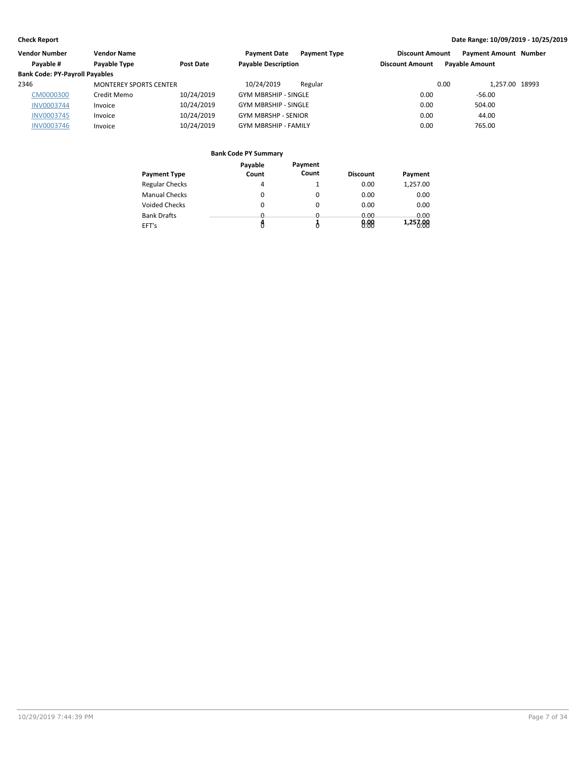**Check Report** — Date Range: 10/09/2019 - 10/25/2019

| Vendor Number | Vendor Name | | Payment Date | Payment Type | Discount Amount | Payment Amount | Number |
|---|---|---|---|---|---|---|---|
| Payable # | Payable Type | Post Date | Payable Description | | Discount Amount | Payable Amount | |
| **Bank Code: PY-Payroll Payables** | | | | | | | |
| 2346 | MONTEREY SPORTS CENTER | | 10/24/2019 | Regular | 0.00 | 1,257.00 | 18993 |
| CM0000300 | Credit Memo | 10/24/2019 | GYM MBRSHIP - SINGLE | | 0.00 | -56.00 | |
| INV0003744 | Invoice | 10/24/2019 | GYM MBRSHIP - SINGLE | | 0.00 | 504.00 | |
| INV0003745 | Invoice | 10/24/2019 | GYM MBRSHP - SENIOR | | 0.00 | 44.00 | |
| INV0003746 | Invoice | 10/24/2019 | GYM MBRSHIP - FAMILY | | 0.00 | 765.00 | |

**Bank Code PY Summary**

| Payment Type | Payable Count | Payment Count | Discount | Payment |
|---|---|---|---|---|
| Regular Checks | 4 | 1 | 0.00 | 1,257.00 |
| Manual Checks | 0 | 0 | 0.00 | 0.00 |
| Voided Checks | 0 | 0 | 0.00 | 0.00 |
| Bank Drafts | 0 | 0 | 0.00 | 0.00 |
| EFT's | 0 | 0 | 0.00 | 0.00 |
| | 4 | 1 | 0.00 | 1,257.00 |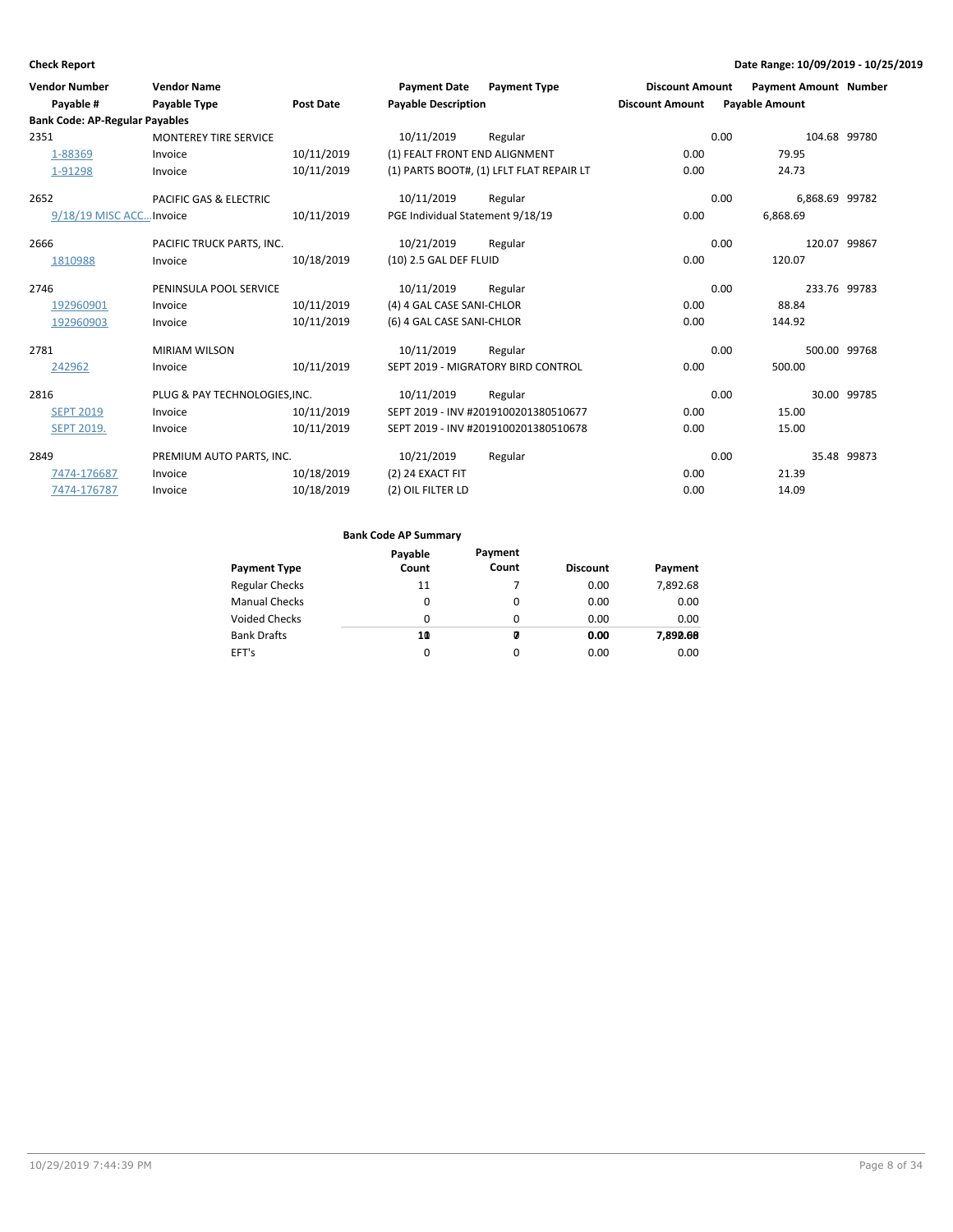**Check Report**

**Date Range: 10/09/2019 - 10/25/2019**

| Vendor Number | Vendor Name | | Payment Date | Payment Type | Discount Amount | Payment Amount | Number |
|---|---|---|---|---|---|---|---|
| Payable # | Payable Type | Post Date | Payable Description | | Discount Amount | Payable Amount | |
| **Bank Code: AP-Regular Payables** | | | | | | | |
| 2351 | MONTEREY TIRE SERVICE | | 10/11/2019 | Regular | 0.00 | 104.68 | 99780 |
| 1-88369 | Invoice | 10/11/2019 | (1) FEALT FRONT END ALIGNMENT | | 0.00 | 79.95 | |
| 1-91298 | Invoice | 10/11/2019 | (1) PARTS BOOT#, (1) LFLT FLAT REPAIR LT | | 0.00 | 24.73 | |
| 2652 | PACIFIC GAS & ELECTRIC | | 10/11/2019 | Regular | 0.00 | 6,868.69 | 99782 |
| 9/18/19 MISC ACC... | Invoice | 10/11/2019 | PGE Individual Statement 9/18/19 | | 0.00 | 6,868.69 | |
| 2666 | PACIFIC TRUCK PARTS, INC. | | 10/21/2019 | Regular | 0.00 | 120.07 | 99867 |
| 1810988 | Invoice | 10/18/2019 | (10) 2.5 GAL DEF FLUID | | 0.00 | 120.07 | |
| 2746 | PENINSULA POOL SERVICE | | 10/11/2019 | Regular | 0.00 | 233.76 | 99783 |
| 192960901 | Invoice | 10/11/2019 | (4) 4 GAL CASE SANI-CHLOR | | 0.00 | 88.84 | |
| 192960903 | Invoice | 10/11/2019 | (6) 4 GAL CASE SANI-CHLOR | | 0.00 | 144.92 | |
| 2781 | MIRIAM WILSON | | 10/11/2019 | Regular | 0.00 | 500.00 | 99768 |
| 242962 | Invoice | 10/11/2019 | SEPT 2019 - MIGRATORY BIRD CONTROL | | 0.00 | 500.00 | |
| 2816 | PLUG & PAY TECHNOLOGIES,INC. | | 10/11/2019 | Regular | 0.00 | 30.00 | 99785 |
| SEPT 2019 | Invoice | 10/11/2019 | SEPT 2019 - INV #2019100201380510677 | | 0.00 | 15.00 | |
| SEPT 2019. | Invoice | 10/11/2019 | SEPT 2019 - INV #2019100201380510678 | | 0.00 | 15.00 | |
| 2849 | PREMIUM AUTO PARTS, INC. | | 10/21/2019 | Regular | 0.00 | 35.48 | 99873 |
| 7474-176687 | Invoice | 10/18/2019 | (2) 24 EXACT FIT | | 0.00 | 21.39 | |
| 7474-176787 | Invoice | 10/18/2019 | (2) OIL FILTER LD | | 0.00 | 14.09 | |

**Bank Code AP Summary**

| Payment Type | Payable Count | Payment Count | Discount | Payment |
|---|---|---|---|---|
| Regular Checks | 11 | 7 | 0.00 | 7,892.68 |
| Manual Checks | 0 | 0 | 0.00 | 0.00 |
| Voided Checks | 0 | 0 | 0.00 | 0.00 |
| Bank Drafts | **11** | **7** | **0.00** | **7,892.68** |
| EFT's | 0 | 0 | 0.00 | 0.00 |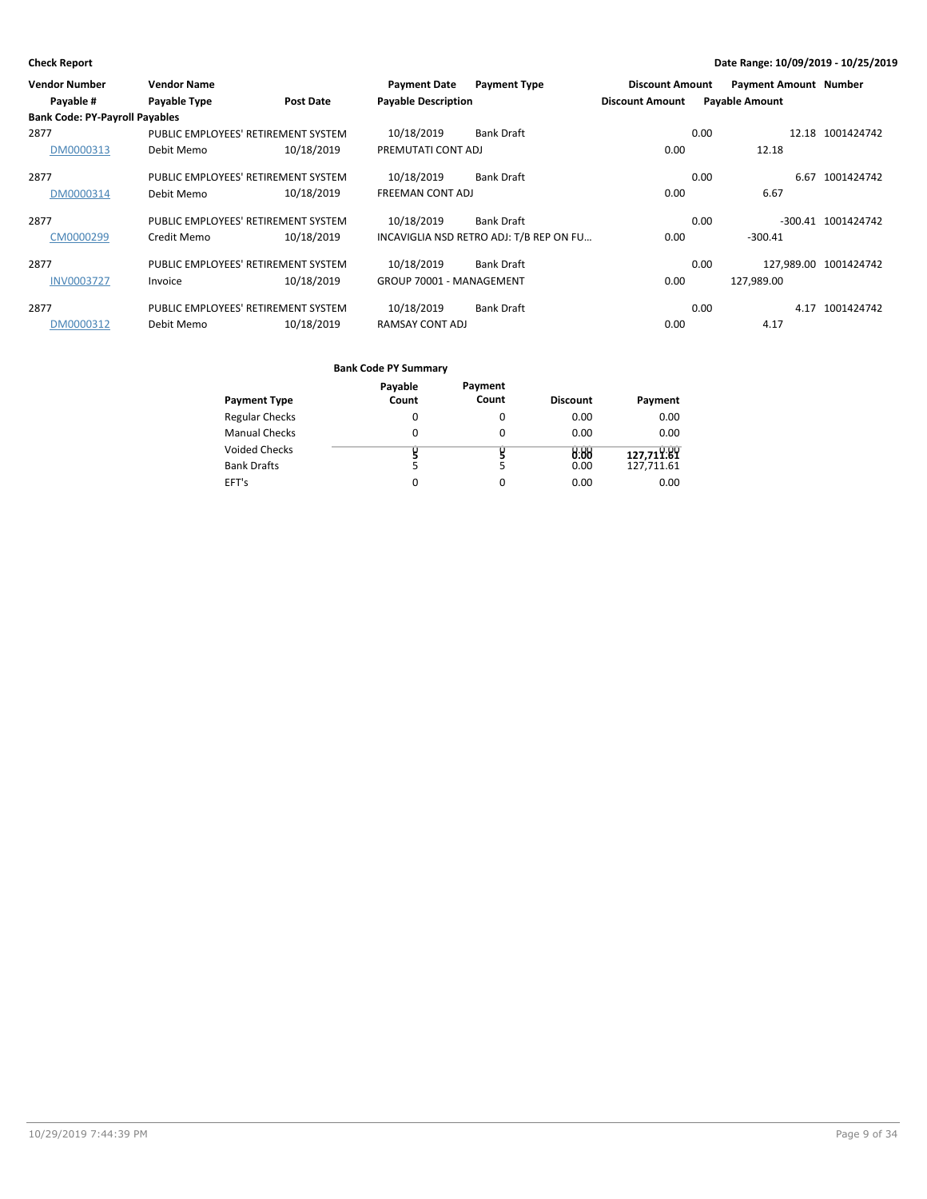**Check Report** — Date Range: 10/09/2019 - 10/25/2019

| Vendor Number | Vendor Name | | Payment Date | Payment Type | Discount Amount | Payment Amount | Number |
|---|---|---|---|---|---|---|---|
| Payable # | Payable Type | Post Date | Payable Description | | Discount Amount | Payable Amount | |
| **Bank Code: PY-Payroll Payables** | | | | | | | |
| 2877 | PUBLIC EMPLOYEES' RETIREMENT SYSTEM | | 10/18/2019 | Bank Draft | 0.00 | 12.18 | 1001424742 |
| DM0000313 | Debit Memo | 10/18/2019 | PREMUTATI CONT ADJ | | 0.00 | 12.18 | |
| 2877 | PUBLIC EMPLOYEES' RETIREMENT SYSTEM | | 10/18/2019 | Bank Draft | 0.00 | 6.67 | 1001424742 |
| DM0000314 | Debit Memo | 10/18/2019 | FREEMAN CONT ADJ | | 0.00 | 6.67 | |
| 2877 | PUBLIC EMPLOYEES' RETIREMENT SYSTEM | | 10/18/2019 | Bank Draft | 0.00 | -300.41 | 1001424742 |
| CM0000299 | Credit Memo | 10/18/2019 | INCAVIGLIA NSD RETRO ADJ: T/B REP ON FU… | | 0.00 | -300.41 | |
| 2877 | PUBLIC EMPLOYEES' RETIREMENT SYSTEM | | 10/18/2019 | Bank Draft | 0.00 | 127,989.00 | 1001424742 |
| INV0003727 | Invoice | 10/18/2019 | GROUP 70001 - MANAGEMENT | | 0.00 | 127,989.00 | |
| 2877 | PUBLIC EMPLOYEES' RETIREMENT SYSTEM | | 10/18/2019 | Bank Draft | 0.00 | 4.17 | 1001424742 |
| DM0000312 | Debit Memo | 10/18/2019 | RAMSAY CONT ADJ | | 0.00 | 4.17 | |

**Bank Code PY Summary**

| Payment Type | Payable Count | Payment Count | Discount | Payment |
|---|---|---|---|---|
| Regular Checks | 0 | 0 | 0.00 | 0.00 |
| Manual Checks | 0 | 0 | 0.00 | 0.00 |
| Voided Checks | 0 | 0 | 0.00 | 0.00 |
| Bank Drafts | 5 | 5 | 0.00 | 127,711.61 |
| EFT's | 0 | 0 | 0.00 | 0.00 |
| | **5** | **5** | **0.00** | **127,711.61** |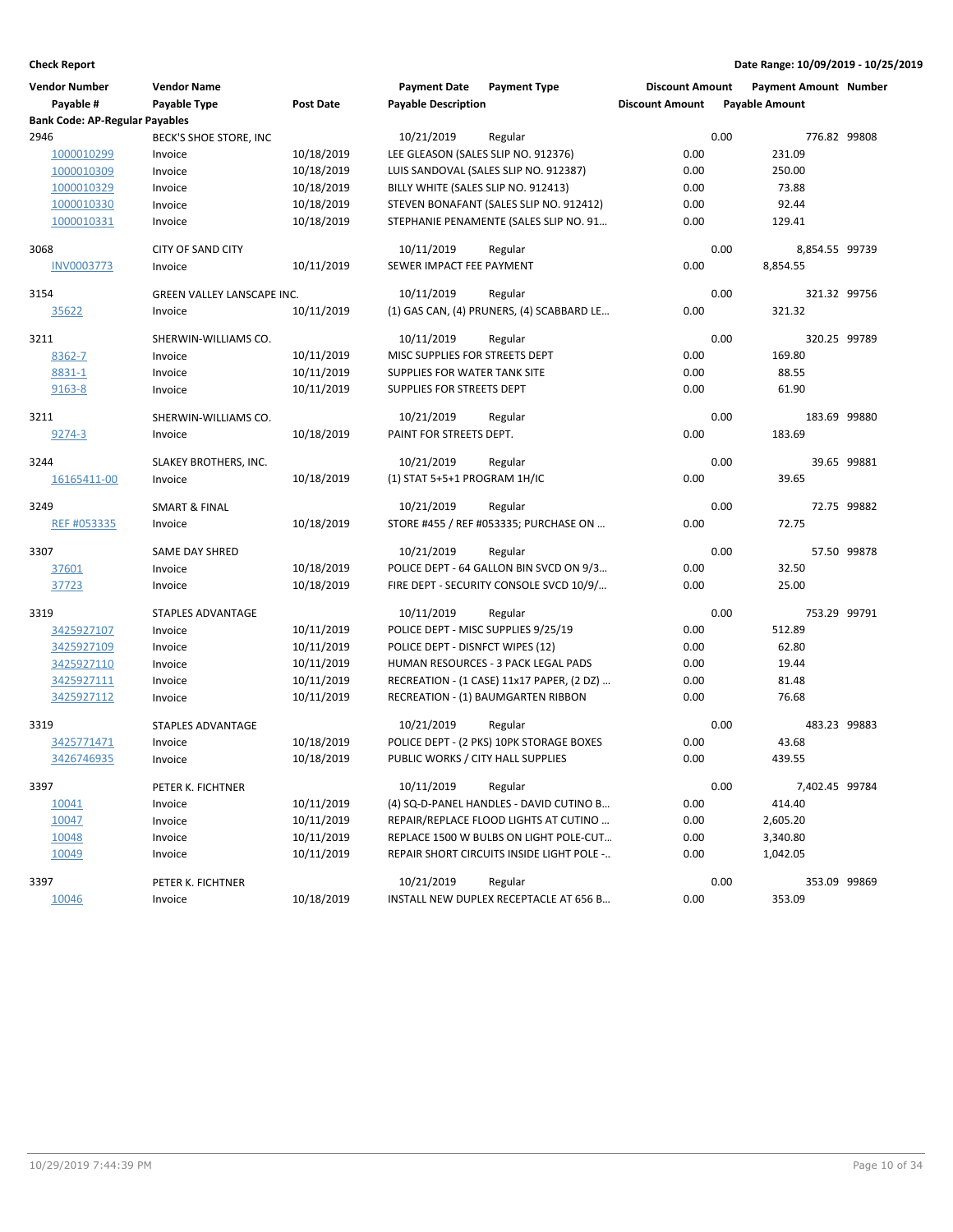**Check Report**

**Date Range: 10/09/2019 - 10/25/2019**

| Vendor Number | Vendor Name | | Payment Date | Payment Type | Discount Amount | Payment Amount | Number |
|---|---|---|---|---|---|---|---|
| Payable # | Payable Type | Post Date | Payable Description | | Discount Amount | Payable Amount | |
| **Bank Code: AP-Regular Payables** | | | | | | | |
| 2946 | BECK'S SHOE STORE, INC | | 10/21/2019 | Regular | 0.00 | 776.82 | 99808 |
| 1000010299 | Invoice | 10/18/2019 | LEE GLEASON (SALES SLIP NO. 912376) | | 0.00 | 231.09 | |
| 1000010309 | Invoice | 10/18/2019 | LUIS SANDOVAL (SALES SLIP NO. 912387) | | 0.00 | 250.00 | |
| 1000010329 | Invoice | 10/18/2019 | BILLY WHITE (SALES SLIP NO. 912413) | | 0.00 | 73.88 | |
| 1000010330 | Invoice | 10/18/2019 | STEVEN BONAFANT (SALES SLIP NO. 912412) | | 0.00 | 92.44 | |
| 1000010331 | Invoice | 10/18/2019 | STEPHANIE PENAMENTE (SALES SLIP NO. 91… | | 0.00 | 129.41 | |
| 3068 | CITY OF SAND CITY | | 10/11/2019 | Regular | 0.00 | 8,854.55 | 99739 |
| INV0003773 | Invoice | 10/11/2019 | SEWER IMPACT FEE PAYMENT | | 0.00 | 8,854.55 | |
| 3154 | GREEN VALLEY LANSCAPE INC. | | 10/11/2019 | Regular | 0.00 | 321.32 | 99756 |
| 35622 | Invoice | 10/11/2019 | (1) GAS CAN, (4) PRUNERS, (4) SCABBARD LE… | | 0.00 | 321.32 | |
| 3211 | SHERWIN-WILLIAMS CO. | | 10/11/2019 | Regular | 0.00 | 320.25 | 99789 |
| 8362-7 | Invoice | 10/11/2019 | MISC SUPPLIES FOR STREETS DEPT | | 0.00 | 169.80 | |
| 8831-1 | Invoice | 10/11/2019 | SUPPLIES FOR WATER TANK SITE | | 0.00 | 88.55 | |
| 9163-8 | Invoice | 10/11/2019 | SUPPLIES FOR STREETS DEPT | | 0.00 | 61.90 | |
| 3211 | SHERWIN-WILLIAMS CO. | | 10/21/2019 | Regular | 0.00 | 183.69 | 99880 |
| 9274-3 | Invoice | 10/18/2019 | PAINT FOR STREETS DEPT. | | 0.00 | 183.69 | |
| 3244 | SLAKEY BROTHERS, INC. | | 10/21/2019 | Regular | 0.00 | 39.65 | 99881 |
| 16165411-00 | Invoice | 10/18/2019 | (1) STAT 5+5+1 PROGRAM 1H/IC | | 0.00 | 39.65 | |
| 3249 | SMART & FINAL | | 10/21/2019 | Regular | 0.00 | 72.75 | 99882 |
| REF #053335 | Invoice | 10/18/2019 | STORE #455 / REF #053335; PURCHASE ON … | | 0.00 | 72.75 | |
| 3307 | SAME DAY SHRED | | 10/21/2019 | Regular | 0.00 | 57.50 | 99878 |
| 37601 | Invoice | 10/18/2019 | POLICE DEPT - 64 GALLON BIN SVCD ON 9/3… | | 0.00 | 32.50 | |
| 37723 | Invoice | 10/18/2019 | FIRE DEPT - SECURITY CONSOLE SVCD 10/9/… | | 0.00 | 25.00 | |
| 3319 | STAPLES ADVANTAGE | | 10/11/2019 | Regular | 0.00 | 753.29 | 99791 |
| 3425927107 | Invoice | 10/11/2019 | POLICE DEPT - MISC SUPPLIES 9/25/19 | | 0.00 | 512.89 | |
| 3425927109 | Invoice | 10/11/2019 | POLICE DEPT - DISNFCT WIPES (12) | | 0.00 | 62.80 | |
| 3425927110 | Invoice | 10/11/2019 | HUMAN RESOURCES - 3 PACK LEGAL PADS | | 0.00 | 19.44 | |
| 3425927111 | Invoice | 10/11/2019 | RECREATION - (1 CASE) 11x17 PAPER, (2 DZ) … | | 0.00 | 81.48 | |
| 3425927112 | Invoice | 10/11/2019 | RECREATION - (1) BAUMGARTEN RIBBON | | 0.00 | 76.68 | |
| 3319 | STAPLES ADVANTAGE | | 10/21/2019 | Regular | 0.00 | 483.23 | 99883 |
| 3425771471 | Invoice | 10/18/2019 | POLICE DEPT - (2 PKS) 10PK STORAGE BOXES | | 0.00 | 43.68 | |
| 3426746935 | Invoice | 10/18/2019 | PUBLIC WORKS / CITY HALL SUPPLIES | | 0.00 | 439.55 | |
| 3397 | PETER K. FICHTNER | | 10/11/2019 | Regular | 0.00 | 7,402.45 | 99784 |
| 10041 | Invoice | 10/11/2019 | (4) SQ-D-PANEL HANDLES - DAVID CUTINO B… | | 0.00 | 414.40 | |
| 10047 | Invoice | 10/11/2019 | REPAIR/REPLACE FLOOD LIGHTS AT CUTINO … | | 0.00 | 2,605.20 | |
| 10048 | Invoice | 10/11/2019 | REPLACE 1500 W BULBS ON LIGHT POLE-CUT… | | 0.00 | 3,340.80 | |
| 10049 | Invoice | 10/11/2019 | REPAIR SHORT CIRCUITS INSIDE LIGHT POLE -… | | 0.00 | 1,042.05 | |
| 3397 | PETER K. FICHTNER | | 10/21/2019 | Regular | 0.00 | 353.09 | 99869 |
| 10046 | Invoice | 10/18/2019 | INSTALL NEW DUPLEX RECEPTACLE AT 656 B… | | 0.00 | 353.09 | |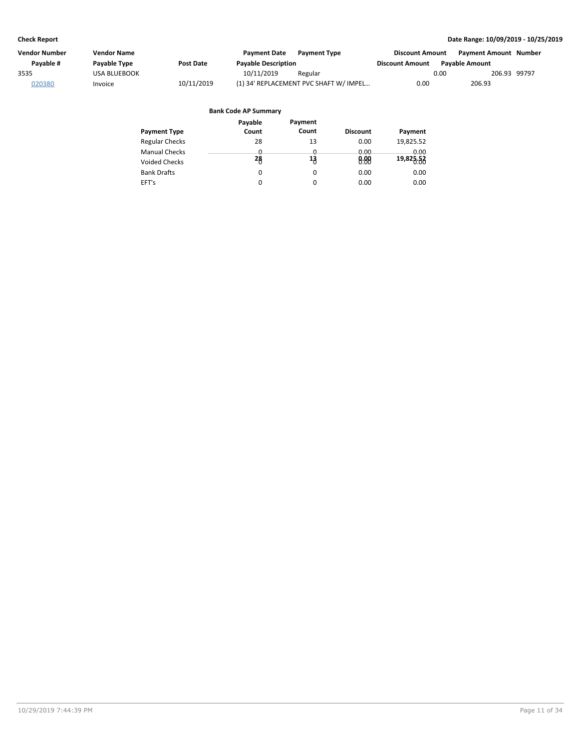| Vendor Number | Vendor Name | | Payment Date | Payment Type | Discount Amount | Payment Amount | Number |
|---|---|---|---|---|---|---|---|
| Payable # | Payable Type | Post Date | Payable Description | | Discount Amount | Payable Amount | |
| 3535 | USA BLUEBOOK | | 10/11/2019 | Regular | 0.00 | 206.93 | 99797 |
| 020380 | Invoice | 10/11/2019 | (1) 34' REPLACEMENT PVC SHAFT W/ IMPEL… | | 0.00 | 206.93 | |

**Bank Code AP Summary**

| Payment Type | Payable Count | Payment Count | Discount | Payment |
|---|---|---|---|---|
| Regular Checks | 28 | 13 | 0.00 | 19,825.52 |
| Manual Checks | 0 | 0 | 0.00 | 0.00 |
| Voided Checks | 0 | 0 | 0.00 | 0.00 |
| Bank Drafts | 0 | 0 | 0.00 | 0.00 |
| EFT's | 0 | 0 | 0.00 | 0.00 |
| | 28 | 13 | 0.00 | 19,825.52 |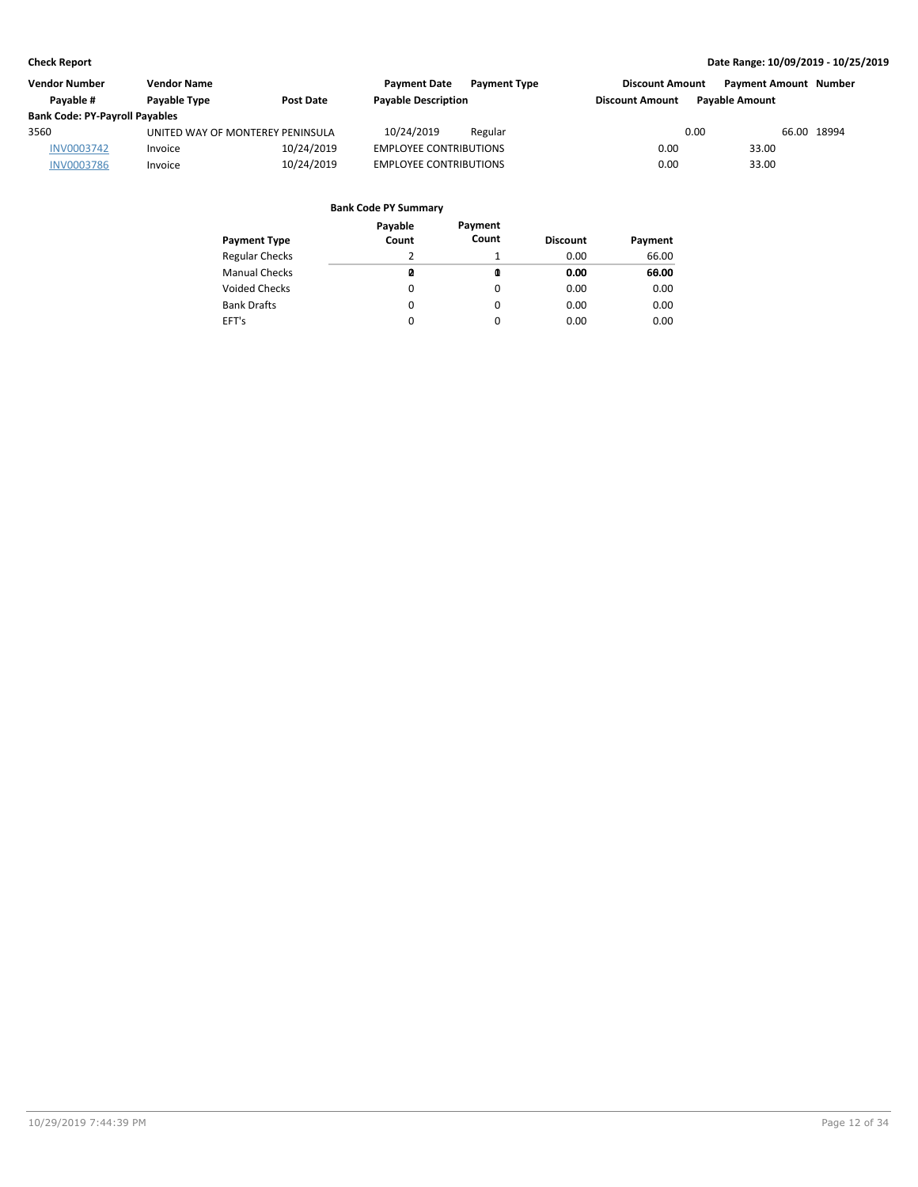**Check Report** — Date Range: 10/09/2019 - 10/25/2019

| Vendor Number | Vendor Name | | Payment Date | Payment Type | Discount Amount | Payment Amount | Number |
|---|---|---|---|---|---|---|---|
| Payable # | Payable Type | Post Date | Payable Description | | Discount Amount | Payable Amount | |
| **Bank Code: PY-Payroll Payables** | | | | | | | |
| 3560 | UNITED WAY OF MONTEREY PENINSULA | | 10/24/2019 | Regular | 0.00 | 66.00 | 18994 |
| INV0003742 | Invoice | 10/24/2019 | EMPLOYEE CONTRIBUTIONS | | 0.00 | 33.00 | |
| INV0003786 | Invoice | 10/24/2019 | EMPLOYEE CONTRIBUTIONS | | 0.00 | 33.00 | |

**Bank Code PY Summary**

| Payment Type | Payable Count | Payment Count | Discount | Payment |
|---|---|---|---|---|
| Regular Checks | 2 | 1 | 0.00 | 66.00 |
| Manual Checks | 0 | 0 | 0.00 | 0.00 |
| Voided Checks | 0 | 0 | 0.00 | 0.00 |
| Bank Drafts | 0 | 0 | 0.00 | 0.00 |
| EFT's | 0 | 0 | 0.00 | 0.00 |
| | 2 | 1 | 0.00 | 66.00 |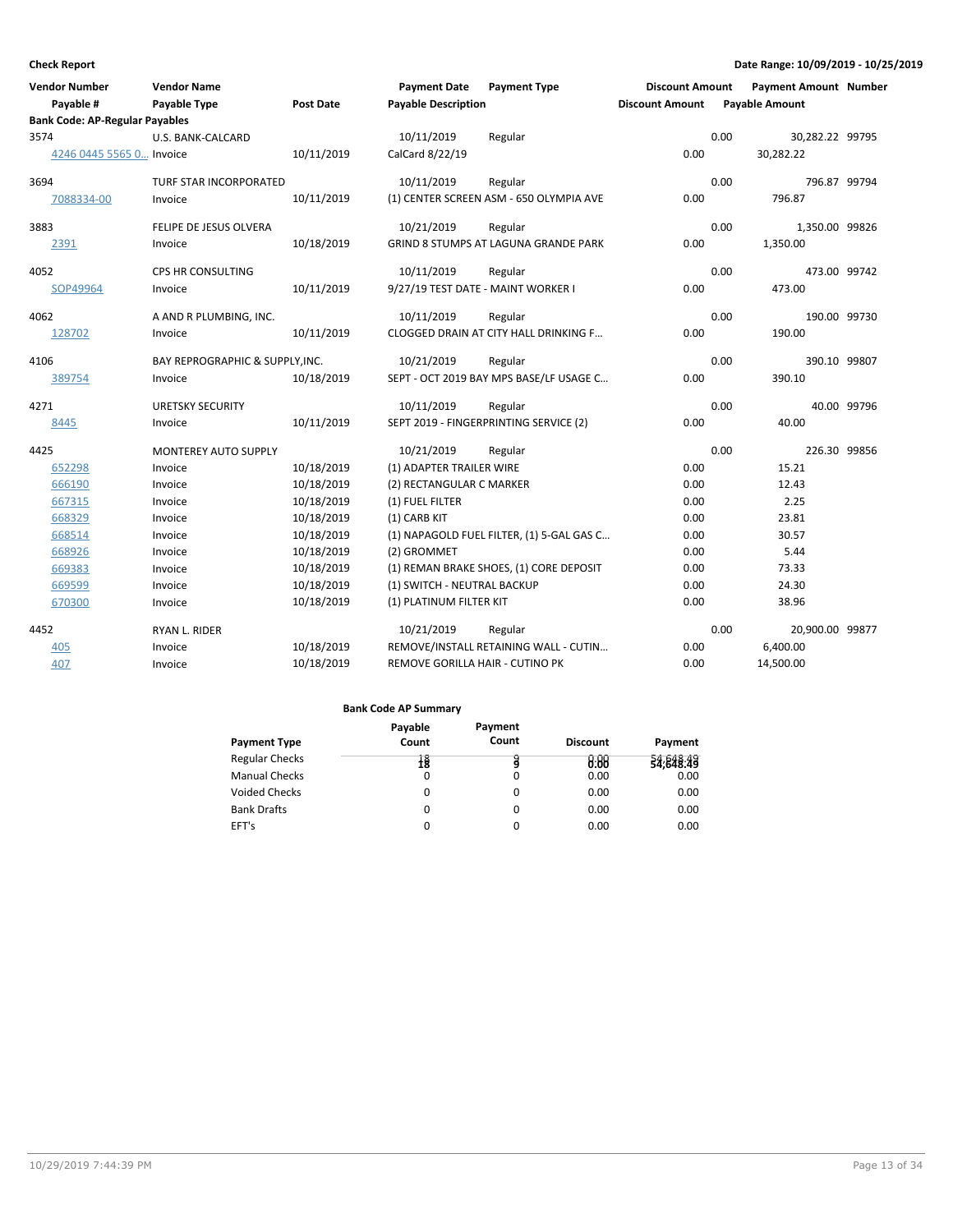**Check Report** | **Date Range: 10/09/2019 - 10/25/2019**

| Vendor Number / Payable # | Vendor Name / Payable Type | Post Date | Payment Date / Payable Description | Payment Type | Discount Amount / Discount Amount | Payment Amount / Payable Amount | Number |
|---|---|---|---|---|---|---|---|
| **Bank Code: AP-Regular Payables** | | | | | | | |
| 3574 | U.S. BANK-CALCARD | | 10/11/2019 | Regular | 0.00 | 30,282.22 | 99795 |
| 4246 0445 5565 0… | Invoice | 10/11/2019 | CalCard 8/22/19 | | 0.00 | 30,282.22 | |
| 3694 | TURF STAR INCORPORATED | | 10/11/2019 | Regular | 0.00 | 796.87 | 99794 |
| 7088334-00 | Invoice | 10/11/2019 | (1) CENTER SCREEN ASM - 650 OLYMPIA AVE | | 0.00 | 796.87 | |
| 3883 | FELIPE DE JESUS OLVERA | | 10/21/2019 | Regular | 0.00 | 1,350.00 | 99826 |
| 2391 | Invoice | 10/18/2019 | GRIND 8 STUMPS AT LAGUNA GRANDE PARK | | 0.00 | 1,350.00 | |
| 4052 | CPS HR CONSULTING | | 10/11/2019 | Regular | 0.00 | 473.00 | 99742 |
| SOP49964 | Invoice | 10/11/2019 | 9/27/19 TEST DATE - MAINT WORKER I | | 0.00 | 473.00 | |
| 4062 | A AND R PLUMBING, INC. | | 10/11/2019 | Regular | 0.00 | 190.00 | 99730 |
| 128702 | Invoice | 10/11/2019 | CLOGGED DRAIN AT CITY HALL DRINKING F… | | 0.00 | 190.00 | |
| 4106 | BAY REPROGRAPHIC & SUPPLY,INC. | | 10/21/2019 | Regular | 0.00 | 390.10 | 99807 |
| 389754 | Invoice | 10/18/2019 | SEPT - OCT 2019 BAY MPS BASE/LF USAGE C… | | 0.00 | 390.10 | |
| 4271 | URETSKY SECURITY | | 10/11/2019 | Regular | 0.00 | 40.00 | 99796 |
| 8445 | Invoice | 10/11/2019 | SEPT 2019 - FINGERPRINTING SERVICE (2) | | 0.00 | 40.00 | |
| 4425 | MONTEREY AUTO SUPPLY | | 10/21/2019 | Regular | 0.00 | 226.30 | 99856 |
| 652298 | Invoice | 10/18/2019 | (1) ADAPTER TRAILER WIRE | | 0.00 | 15.21 | |
| 666190 | Invoice | 10/18/2019 | (2) RECTANGULAR C MARKER | | 0.00 | 12.43 | |
| 667315 | Invoice | 10/18/2019 | (1) FUEL FILTER | | 0.00 | 2.25 | |
| 668329 | Invoice | 10/18/2019 | (1) CARB KIT | | 0.00 | 23.81 | |
| 668514 | Invoice | 10/18/2019 | (1) NAPAGOLD FUEL FILTER, (1) 5-GAL GAS C… | | 0.00 | 30.57 | |
| 668926 | Invoice | 10/18/2019 | (2) GROMMET | | 0.00 | 5.44 | |
| 669383 | Invoice | 10/18/2019 | (1) REMAN BRAKE SHOES, (1) CORE DEPOSIT | | 0.00 | 73.33 | |
| 669599 | Invoice | 10/18/2019 | (1) SWITCH - NEUTRAL BACKUP | | 0.00 | 24.30 | |
| 670300 | Invoice | 10/18/2019 | (1) PLATINUM FILTER KIT | | 0.00 | 38.96 | |
| 4452 | RYAN L. RIDER | | 10/21/2019 | Regular | 0.00 | 20,900.00 | 99877 |
| 405 | Invoice | 10/18/2019 | REMOVE/INSTALL RETAINING WALL - CUTIN… | | 0.00 | 6,400.00 | |
| 407 | Invoice | 10/18/2019 | REMOVE GORILLA HAIR - CUTINO PK | | 0.00 | 14,500.00 | |

**Bank Code AP Summary**

| Payment Type | Payable Count | Payment Count | Discount | Payment |
|---|---|---|---|---|
| Regular Checks | 18 | 9 | 0.00 | 54,648.49 |
| Manual Checks | 0 | 0 | 0.00 | 0.00 |
| Voided Checks | 0 | 0 | 0.00 | 0.00 |
| Bank Drafts | 0 | 0 | 0.00 | 0.00 |
| EFT's | 0 | 0 | 0.00 | 0.00 |

10/29/2019 7:44:39 PM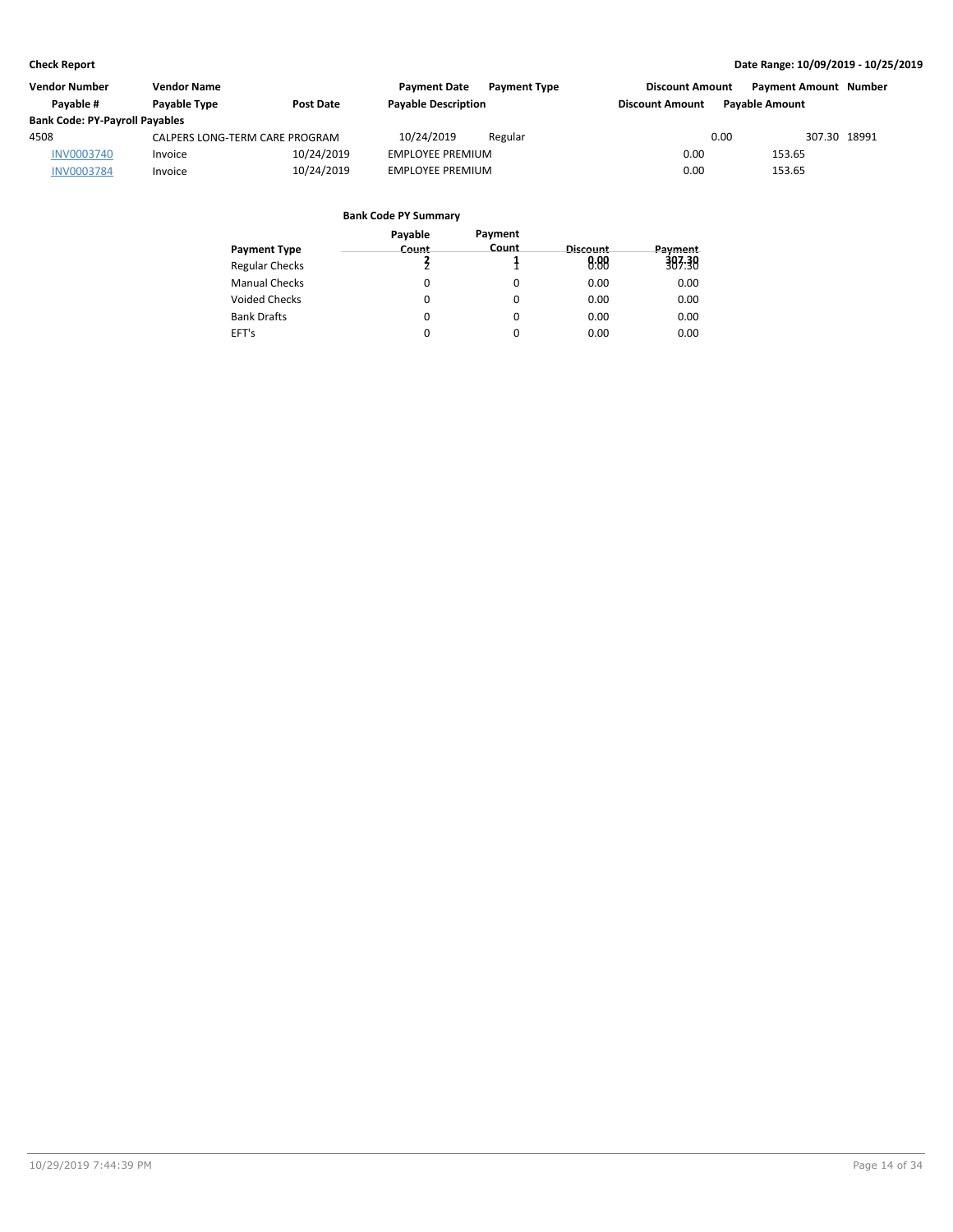**Check Report** **Date Range: 10/09/2019 - 10/25/2019**

| Vendor Number | Vendor Name | | Payment Date | Payment Type | Discount Amount | Payment Amount | Number |
|---|---|---|---|---|---|---|---|
| Payable # | Payable Type | Post Date | Payable Description | | Discount Amount | Payable Amount | |
| **Bank Code: PY-Payroll Payables** | | | | | | | |
| 4508 | CALPERS LONG-TERM CARE PROGRAM | | 10/24/2019 | Regular | 0.00 | 307.30 | 18991 |
| INV0003740 | Invoice | 10/24/2019 | EMPLOYEE PREMIUM | | 0.00 | 153.65 | |
| INV0003784 | Invoice | 10/24/2019 | EMPLOYEE PREMIUM | | 0.00 | 153.65 | |

**Bank Code PY Summary**

| Payment Type | Payable Count | Payment Count | Discount | Payment |
|---|---|---|---|---|
| Regular Checks | 2 | 1 | 0.00 | 307.30 |
| Manual Checks | 0 | 0 | 0.00 | 0.00 |
| Voided Checks | 0 | 0 | 0.00 | 0.00 |
| Bank Drafts | 0 | 0 | 0.00 | 0.00 |
| EFT's | 0 | 0 | 0.00 | 0.00 |

10/29/2019 7:44:39 PM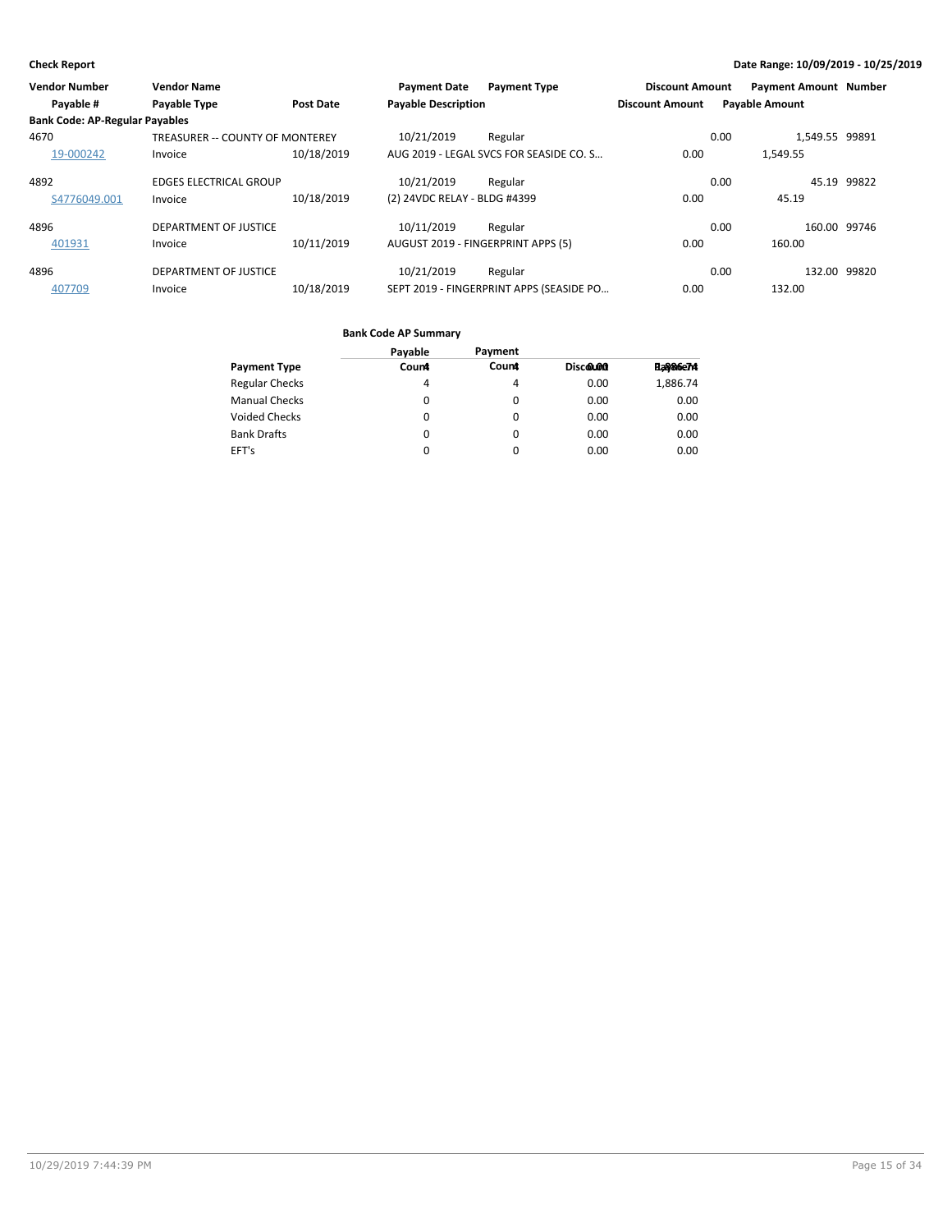**Check Report**

**Date Range: 10/09/2019 - 10/25/2019**

| Vendor Number | Vendor Name | | Payment Date | Payment Type | Discount Amount | Payment Amount | Number |
|---|---|---|---|---|---|---|---|
| Payable # | Payable Type | Post Date | Payable Description | | Discount Amount | Payable Amount | |
| **Bank Code: AP-Regular Payables** | | | | | | | |
| 4670 | TREASURER -- COUNTY OF MONTEREY | | 10/21/2019 | Regular | 0.00 | 1,549.55 | 99891 |
| 19-000242 | Invoice | 10/18/2019 | AUG 2019 - LEGAL SVCS FOR SEASIDE CO. S… | | 0.00 | 1,549.55 | |
| 4892 | EDGES ELECTRICAL GROUP | | 10/21/2019 | Regular | 0.00 | 45.19 | 99822 |
| S4776049.001 | Invoice | 10/18/2019 | (2) 24VDC RELAY - BLDG #4399 | | 0.00 | 45.19 | |
| 4896 | DEPARTMENT OF JUSTICE | | 10/11/2019 | Regular | 0.00 | 160.00 | 99746 |
| 401931 | Invoice | 10/11/2019 | AUGUST 2019 - FINGERPRINT APPS (5) | | 0.00 | 160.00 | |
| 4896 | DEPARTMENT OF JUSTICE | | 10/21/2019 | Regular | 0.00 | 132.00 | 99820 |
| 407709 | Invoice | 10/18/2019 | SEPT 2019 - FINGERPRINT APPS (SEASIDE PO… | | 0.00 | 132.00 | |

**Bank Code AP Summary**

| Payment Type | Payable Count | Payment Count | Discount | Payment |
|---|---|---|---|---|
| Regular Checks | 4 | 4 | 0.00 | 1,886.74 |
| Manual Checks | 0 | 0 | 0.00 | 0.00 |
| Voided Checks | 0 | 0 | 0.00 | 0.00 |
| Bank Drafts | 0 | 0 | 0.00 | 0.00 |
| EFT's | 0 | 0 | 0.00 | 0.00 |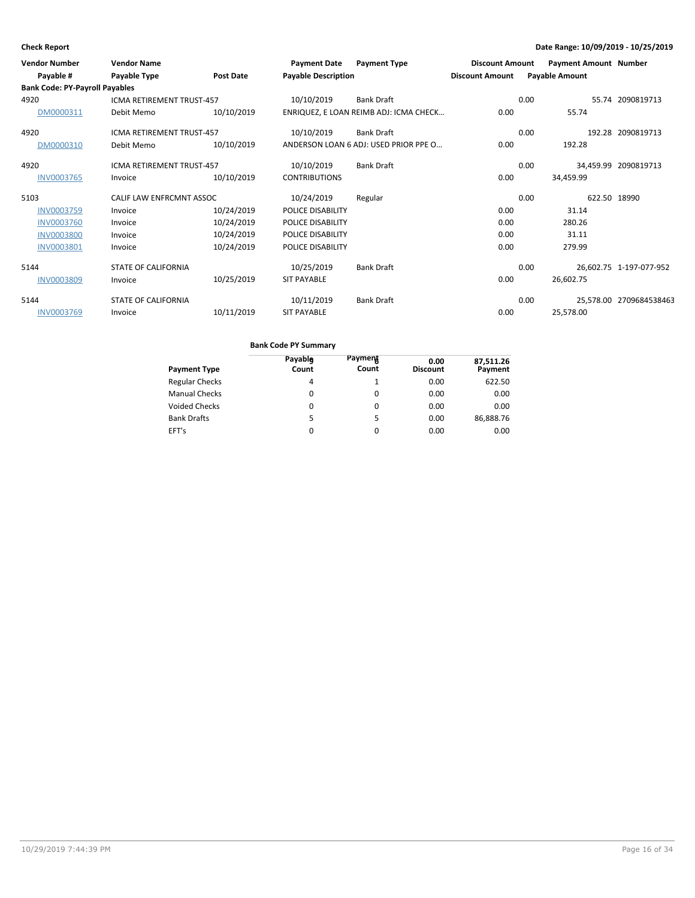**Check Report**

**Date Range: 10/09/2019 - 10/25/2019**

| Vendor Number | Vendor Name | | Payment Date | Payment Type | Discount Amount | Payment Amount | Number |
|---|---|---|---|---|---|---|---|
| Payable # | Payable Type | Post Date | Payable Description | | Discount Amount | Payable Amount | |
| **Bank Code: PY-Payroll Payables** | | | | | | | |
| 4920 | ICMA RETIREMENT TRUST-457 | | 10/10/2019 | Bank Draft | 0.00 | 55.74 | 2090819713 |
| DM0000311 | Debit Memo | 10/10/2019 | ENRIQUEZ, E LOAN REIMB ADJ: ICMA CHECK… | | 0.00 | 55.74 | |
| 4920 | ICMA RETIREMENT TRUST-457 | | 10/10/2019 | Bank Draft | 0.00 | 192.28 | 2090819713 |
| DM0000310 | Debit Memo | 10/10/2019 | ANDERSON LOAN 6 ADJ: USED PRIOR PPE O… | | 0.00 | 192.28 | |
| 4920 | ICMA RETIREMENT TRUST-457 | | 10/10/2019 | Bank Draft | 0.00 | 34,459.99 | 2090819713 |
| INV0003765 | Invoice | 10/10/2019 | CONTRIBUTIONS | | 0.00 | 34,459.99 | |
| 5103 | CALIF LAW ENFRCMNT ASSOC | | 10/24/2019 | Regular | 0.00 | 622.50 | 18990 |
| INV0003759 | Invoice | 10/24/2019 | POLICE DISABILITY | | 0.00 | 31.14 | |
| INV0003760 | Invoice | 10/24/2019 | POLICE DISABILITY | | 0.00 | 280.26 | |
| INV0003800 | Invoice | 10/24/2019 | POLICE DISABILITY | | 0.00 | 31.11 | |
| INV0003801 | Invoice | 10/24/2019 | POLICE DISABILITY | | 0.00 | 279.99 | |
| 5144 | STATE OF CALIFORNIA | | 10/25/2019 | Bank Draft | 0.00 | 26,602.75 | 1-197-077-952 |
| INV0003809 | Invoice | 10/25/2019 | SIT PAYABLE | | 0.00 | 26,602.75 | |
| 5144 | STATE OF CALIFORNIA | | 10/11/2019 | Bank Draft | 0.00 | 25,578.00 | 2709684538463 |
| INV0003769 | Invoice | 10/11/2019 | SIT PAYABLE | | 0.00 | 25,578.00 | |

**Bank Code PY Summary**

| Payment Type | Payable Count (9) | Payment Count (6) | Discount (0.00) | Payment (87,511.26) |
|---|---|---|---|---|
| Regular Checks | 4 | 1 | 0.00 | 622.50 |
| Manual Checks | 0 | 0 | 0.00 | 0.00 |
| Voided Checks | 0 | 0 | 0.00 | 0.00 |
| Bank Drafts | 5 | 5 | 0.00 | 86,888.76 |
| EFT's | 0 | 0 | 0.00 | 0.00 |

10/29/2019 7:44:39 PM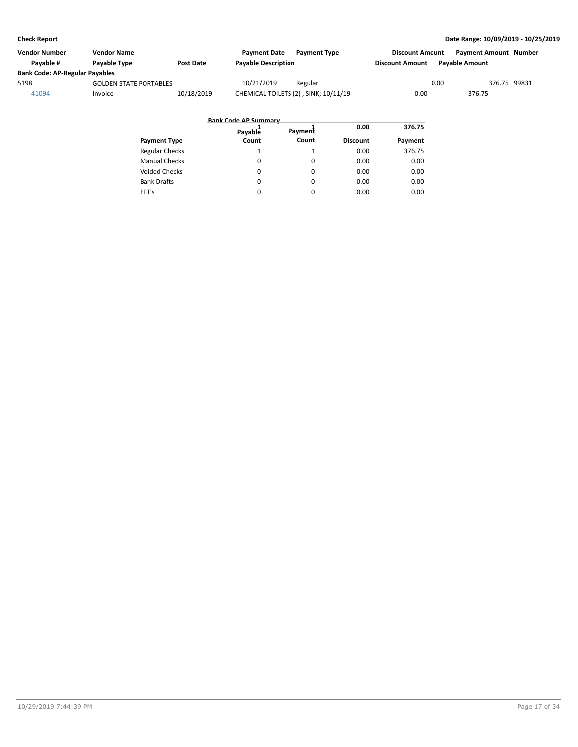**Check Report** | **Date Range: 10/09/2019 - 10/25/2019**

| Vendor Number | Vendor Name | | Payment Date | Payment Type | Discount Amount | Payment Amount | Number |
|---|---|---|---|---|---|---|---|
| Payable # | Payable Type | Post Date | Payable Description | | Discount Amount | Payable Amount | |
| **Bank Code: AP-Regular Payables** | | | | | | | |
| 5198 | GOLDEN STATE PORTABLES | | 10/21/2019 | Regular | 0.00 | 376.75 | 99831 |
| 41094 | Invoice | 10/18/2019 | CHEMICAL TOILETS (2) , SINK; 10/11/19 | | 0.00 | 376.75 | |

**Bank Code AP Summary**

| Payment Type | Payable Count | Payment Count | Discount | Payment |
|---|---|---|---|---|
| Regular Checks | 1 | 1 | 0.00 | 376.75 |
| Manual Checks | 0 | 0 | 0.00 | 0.00 |
| Voided Checks | 0 | 0 | 0.00 | 0.00 |
| Bank Drafts | 0 | 0 | 0.00 | 0.00 |
| EFT's | 0 | 0 | 0.00 | 0.00 |
| | 1 | 1 | 0.00 | 376.75 |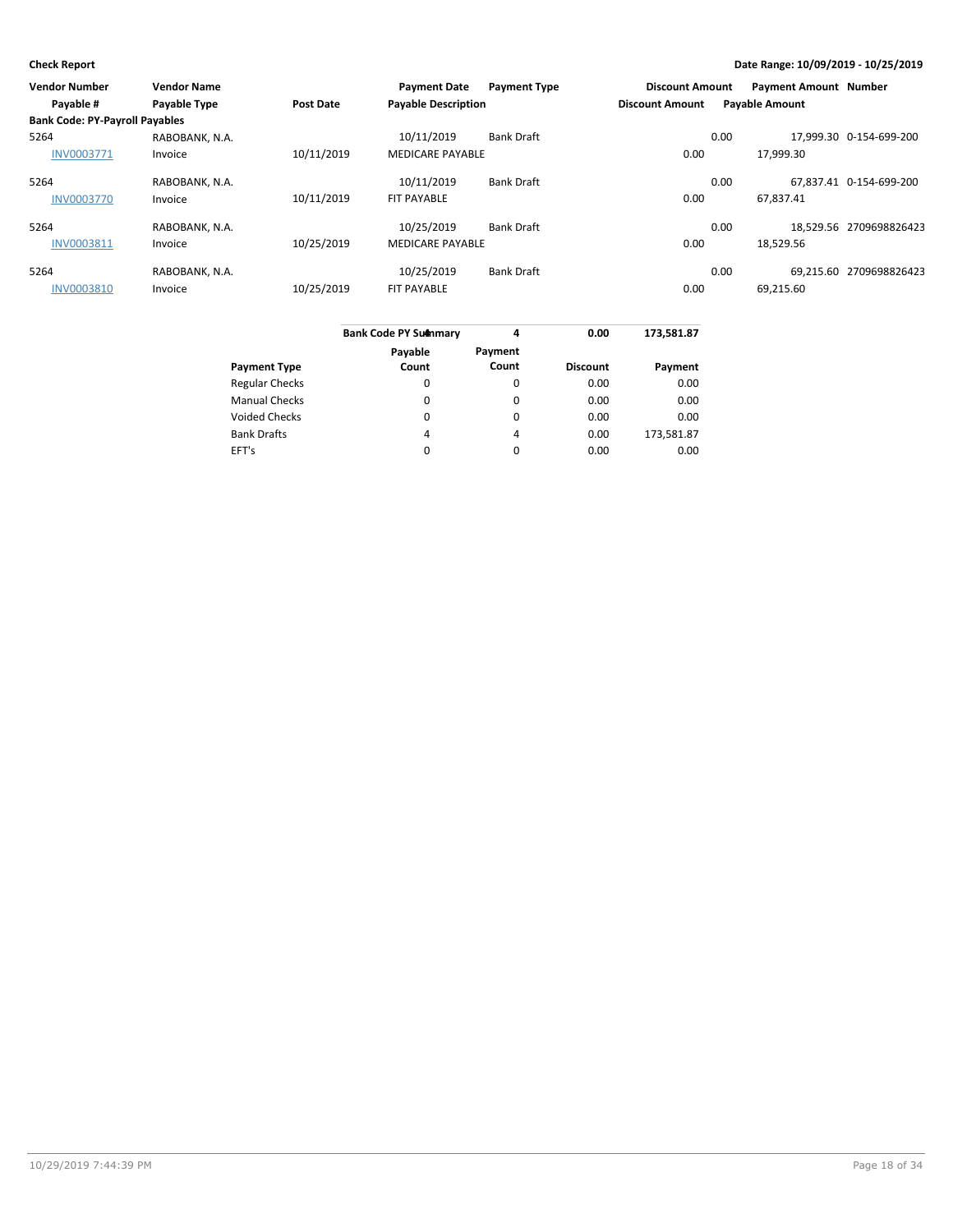**Check Report** — Date Range: 10/09/2019 - 10/25/2019

| Vendor Number / Payable # | Vendor Name / Payable Type | Post Date | Payment Date / Payable Description | Payment Type | Discount Amount / Discount Amount | Payment Amount / Payable Amount | Number |
|---|---|---|---|---|---|---|---|
| **Bank Code: PY-Payroll Payables** | | | | | | | |
| 5264 | RABOBANK, N.A. | | 10/11/2019 | Bank Draft | 0.00 | 17,999.30 | 0-154-699-200 |
| INV0003771 | Invoice | 10/11/2019 | MEDICARE PAYABLE | | 0.00 | 17,999.30 | |
| 5264 | RABOBANK, N.A. | | 10/11/2019 | Bank Draft | 0.00 | 67,837.41 | 0-154-699-200 |
| INV0003770 | Invoice | 10/11/2019 | FIT PAYABLE | | 0.00 | 67,837.41 | |
| 5264 | RABOBANK, N.A. | | 10/25/2019 | Bank Draft | 0.00 | 18,529.56 | 2709698826423 |
| INV0003811 | Invoice | 10/25/2019 | MEDICARE PAYABLE | | 0.00 | 18,529.56 | |
| 5264 | RABOBANK, N.A. | | 10/25/2019 | Bank Draft | 0.00 | 69,215.60 | 2709698826423 |
| INV0003810 | Invoice | 10/25/2019 | FIT PAYABLE | | 0.00 | 69,215.60 | |

| Bank Code PY Summary | 4 | 4 | 0.00 | 173,581.87 |
|---|---|---|---|---|
| **Payment Type** | **Payable Count** | **Payment Count** | **Discount** | **Payment** |
| Regular Checks | 0 | 0 | 0.00 | 0.00 |
| Manual Checks | 0 | 0 | 0.00 | 0.00 |
| Voided Checks | 0 | 0 | 0.00 | 0.00 |
| Bank Drafts | 4 | 4 | 0.00 | 173,581.87 |
| EFT's | 0 | 0 | 0.00 | 0.00 |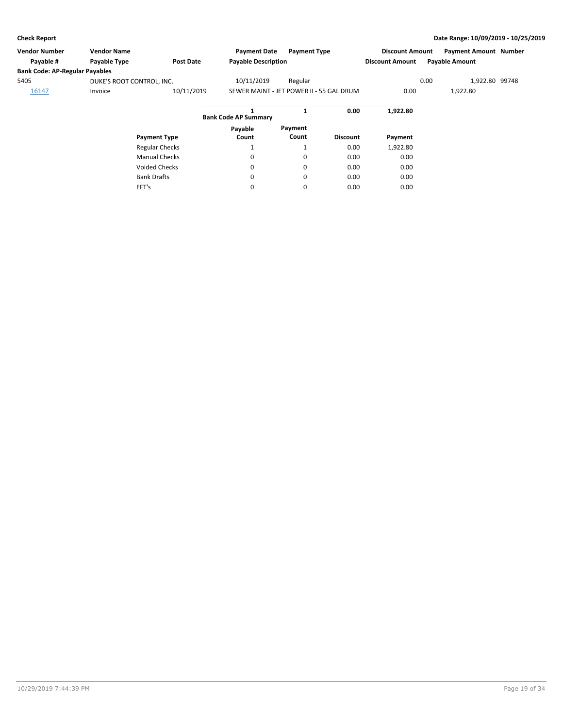**Check Report** — Date Range: 10/09/2019 - 10/25/2019

| Vendor Number | Vendor Name | | Payment Date | Payment Type | Discount Amount | Payment Amount | Number |
|---|---|---|---|---|---|---|---|
| Payable # | Payable Type | Post Date | Payable Description | | Discount Amount | Payable Amount | |
| **Bank Code: AP-Regular Payables** | | | | | | | |
| 5405 | DUKE'S ROOT CONTROL, INC. | | 10/11/2019 | Regular | 0.00 | 1,922.80 | 99748 |
| 16147 | Invoice | 10/11/2019 | SEWER MAINT - JET POWER II - 55 GAL DRUM | | 0.00 | 1,922.80 | |

**Bank Code AP Summary**

| Payment Type | Payable Count | Payment Count | Discount | Payment |
|---|---|---|---|---|
| | 1 | 1 | 0.00 | 1,922.80 |
| Regular Checks | 1 | 1 | 0.00 | 1,922.80 |
| Manual Checks | 0 | 0 | 0.00 | 0.00 |
| Voided Checks | 0 | 0 | 0.00 | 0.00 |
| Bank Drafts | 0 | 0 | 0.00 | 0.00 |
| EFT's | 0 | 0 | 0.00 | 0.00 |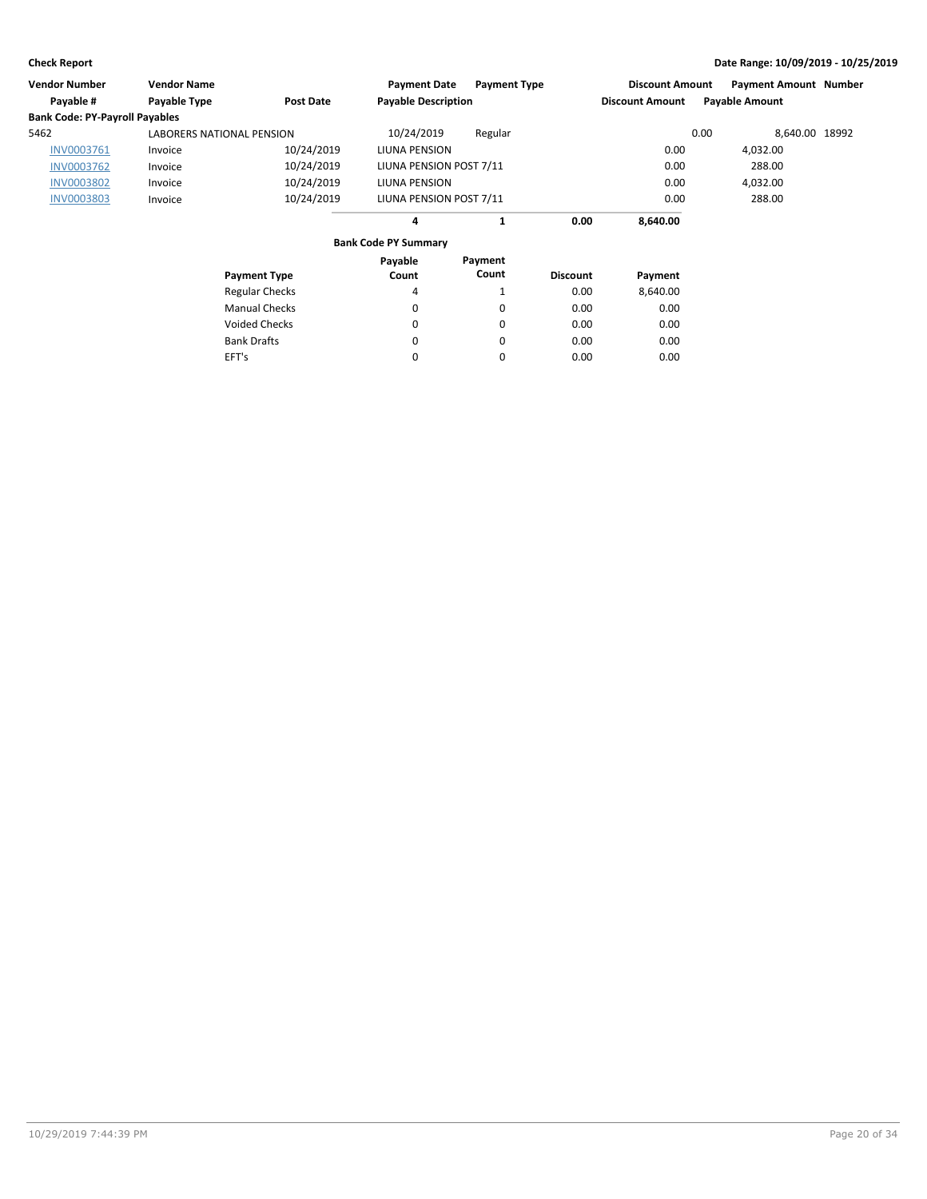**Check Report** — **Date Range: 10/09/2019 - 10/25/2019**

| Vendor Number | Vendor Name | | Payment Date | Payment Type | | Discount Amount | Payment Amount | Number |
|---|---|---|---|---|---|---|---|---|
| Payable # | Payable Type | Post Date | Payable Description | | | Discount Amount | Payable Amount | |
| **Bank Code: PY-Payroll Payables** | | | | | | | | |
| 5462 | LABORERS NATIONAL PENSION | | 10/24/2019 | Regular | | 0.00 | 8,640.00 | 18992 |
| INV0003761 | Invoice | 10/24/2019 | LIUNA PENSION | | | 0.00 | 4,032.00 | |
| INV0003762 | Invoice | 10/24/2019 | LIUNA PENSION POST 7/11 | | | 0.00 | 288.00 | |
| INV0003802 | Invoice | 10/24/2019 | LIUNA PENSION | | | 0.00 | 4,032.00 | |
| INV0003803 | Invoice | 10/24/2019 | LIUNA PENSION POST 7/11 | | | 0.00 | 288.00 | |
| | | | **4** | **1** | **0.00** | **8,640.00** | | |

**Bank Code PY Summary**

| Payment Type | Payable Count | Payment Count | Discount | Payment |
|---|---|---|---|---|
| Regular Checks | 4 | 1 | 0.00 | 8,640.00 |
| Manual Checks | 0 | 0 | 0.00 | 0.00 |
| Voided Checks | 0 | 0 | 0.00 | 0.00 |
| Bank Drafts | 0 | 0 | 0.00 | 0.00 |
| EFT's | 0 | 0 | 0.00 | 0.00 |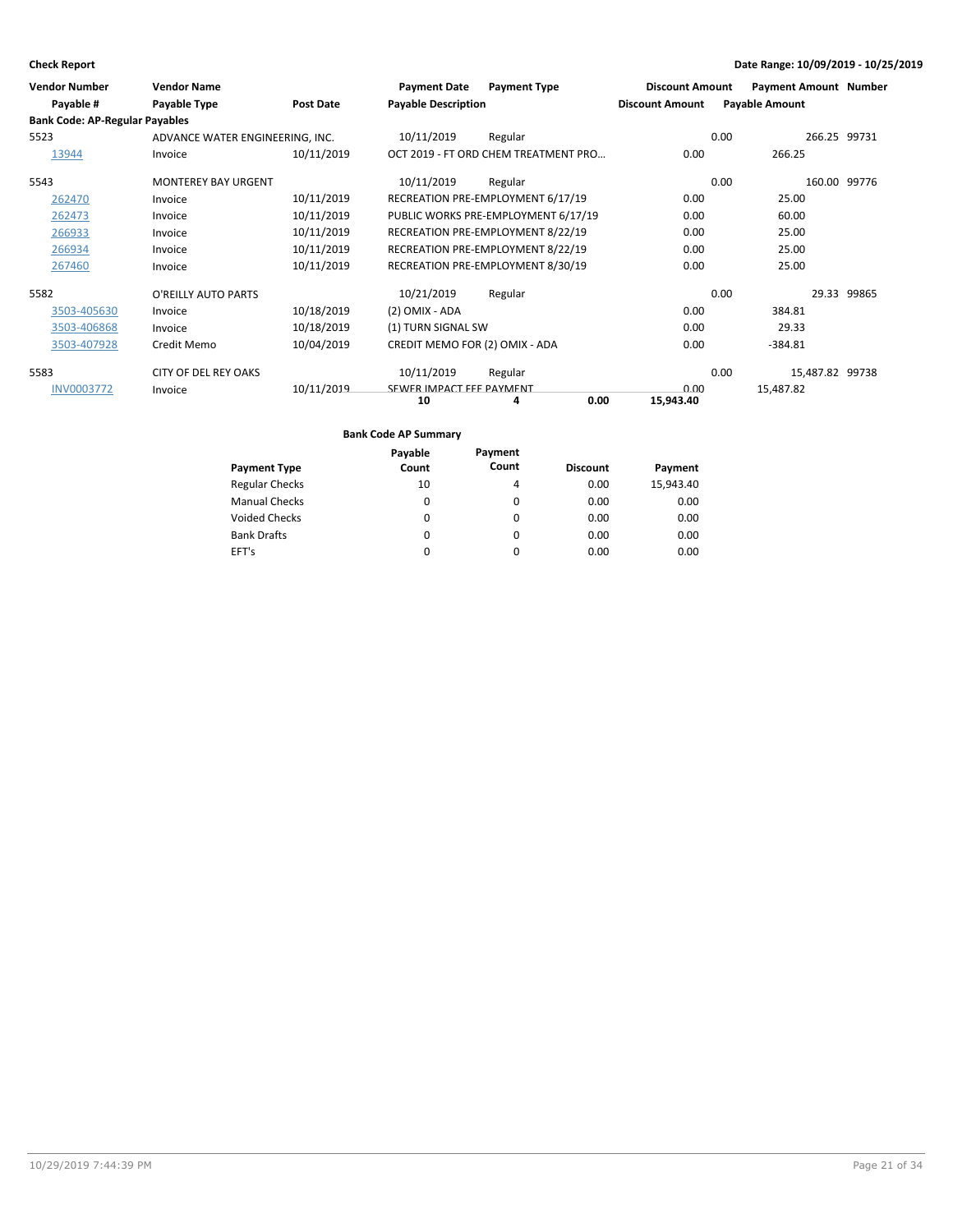**Check Report** — **Date Range: 10/09/2019 - 10/25/2019**

| Vendor Number | Vendor Name | | Payment Date | Payment Type | Discount Amount | Payment Amount | Number |
|---|---|---|---|---|---|---|---|
| Payable # | Payable Type | Post Date | Payable Description | | Discount Amount | Payable Amount | |
| **Bank Code: AP-Regular Payables** | | | | | | | |
| 5523 | ADVANCE WATER ENGINEERING, INC. | | 10/11/2019 | Regular | 0.00 | 266.25 | 99731 |
| 13944 | Invoice | 10/11/2019 | OCT 2019 - FT ORD CHEM TREATMENT PRO... | | 0.00 | 266.25 | |
| 5543 | MONTEREY BAY URGENT | | 10/11/2019 | Regular | 0.00 | 160.00 | 99776 |
| 262470 | Invoice | 10/11/2019 | RECREATION PRE-EMPLOYMENT 6/17/19 | | 0.00 | 25.00 | |
| 262473 | Invoice | 10/11/2019 | PUBLIC WORKS PRE-EMPLOYMENT 6/17/19 | | 0.00 | 60.00 | |
| 266933 | Invoice | 10/11/2019 | RECREATION PRE-EMPLOYMENT 8/22/19 | | 0.00 | 25.00 | |
| 266934 | Invoice | 10/11/2019 | RECREATION PRE-EMPLOYMENT 8/22/19 | | 0.00 | 25.00 | |
| 267460 | Invoice | 10/11/2019 | RECREATION PRE-EMPLOYMENT 8/30/19 | | 0.00 | 25.00 | |
| 5582 | O'REILLY AUTO PARTS | | 10/21/2019 | Regular | 0.00 | 29.33 | 99865 |
| 3503-405630 | Invoice | 10/18/2019 | (2) OMIX - ADA | | 0.00 | 384.81 | |
| 3503-406868 | Invoice | 10/18/2019 | (1) TURN SIGNAL SW | | 0.00 | 29.33 | |
| 3503-407928 | Credit Memo | 10/04/2019 | CREDIT MEMO FOR (2) OMIX - ADA | | 0.00 | -384.81 | |
| 5583 | CITY OF DEL REY OAKS | | 10/11/2019 | Regular | 0.00 | 15,487.82 | 99738 |
| INV0003772 | Invoice | 10/11/2019 | SEWER IMPACT FEE PAYMENT | | 0.00 | 15,487.82 | |
| | | | **10** | **4** | **0.00** | **15,943.40** | |

**Bank Code AP Summary**

| Payment Type | Payable Count | Payment Count | Discount | Payment |
|---|---|---|---|---|
| Regular Checks | 10 | 4 | 0.00 | 15,943.40 |
| Manual Checks | 0 | 0 | 0.00 | 0.00 |
| Voided Checks | 0 | 0 | 0.00 | 0.00 |
| Bank Drafts | 0 | 0 | 0.00 | 0.00 |
| EFT's | 0 | 0 | 0.00 | 0.00 |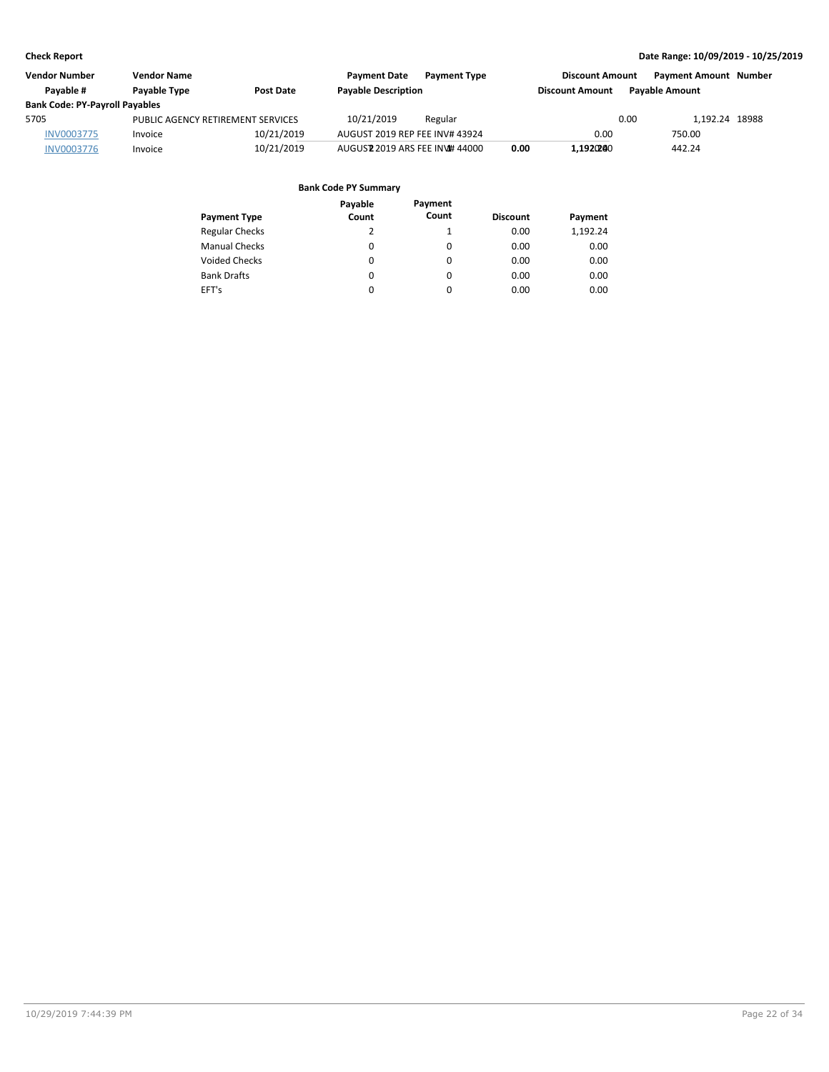**Check Report** **Date Range: 10/09/2019 - 10/25/2019**

| Vendor Number | Vendor Name | | Payment Date | Payment Type | Discount Amount | Payment Amount | Number |
|---|---|---|---|---|---|---|---|
| Payable # | Payable Type | Post Date | Payable Description | | Discount Amount | Payable Amount | |
| **Bank Code: PY-Payroll Payables** | | | | | | | |
| 5705 | PUBLIC AGENCY RETIREMENT SERVICES | | 10/21/2019 | Regular | 0.00 | 1,192.24 | 18988 |
| INV0003775 | Invoice | 10/21/2019 | AUGUST 2019 REP FEE INV# 43924 | | 0.00 | 750.00 | |
| INV0003776 | Invoice | 10/21/2019 | AUGUST 2019 ARS FEE INV# 44000 | | 0.00 | 442.24 | |

**Bank Code PY Summary**

| Payment Type | Payable Count | Payment Count | Discount | Payment |
|---|---|---|---|---|
| Regular Checks | 2 | 1 | 0.00 | 1,192.24 |
| Manual Checks | 0 | 0 | 0.00 | 0.00 |
| Voided Checks | 0 | 0 | 0.00 | 0.00 |
| Bank Drafts | 0 | 0 | 0.00 | 0.00 |
| EFT's | 0 | 0 | 0.00 | 0.00 |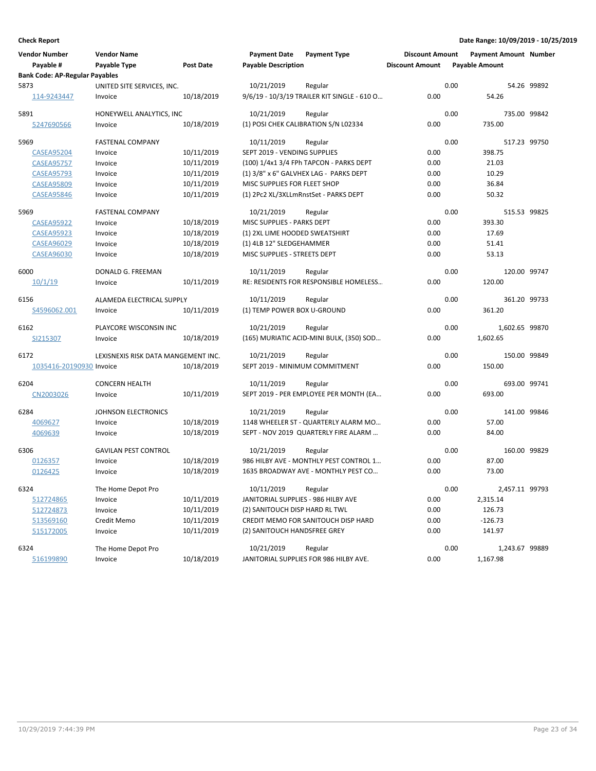**Check Report** | **Date Range: 10/09/2019 - 10/25/2019**

| Vendor Number / Payable # | Vendor Name / Payable Type | Post Date | Payment Date / Payable Description | Payment Type | Discount Amount | Payment Amount / Payable Amount | Number |
|---|---|---|---|---|---|---|---|
| **Bank Code: AP-Regular Payables** | | | | | | | |
| 5873 | UNITED SITE SERVICES, INC. | | 10/21/2019 | Regular | 0.00 | 54.26 | 99892 |
| 114-9243447 | Invoice | 10/18/2019 | 9/6/19 - 10/3/19 TRAILER KIT SINGLE - 610 O... | | 0.00 | 54.26 | |
| 5891 | HONEYWELL ANALYTICS, INC | | 10/21/2019 | Regular | 0.00 | 735.00 | 99842 |
| 5247690566 | Invoice | 10/18/2019 | (1) POSI CHEK CALIBRATION S/N L02334 | | 0.00 | 735.00 | |
| 5969 | FASTENAL COMPANY | | 10/11/2019 | Regular | 0.00 | 517.23 | 99750 |
| CASEA95204 | Invoice | 10/11/2019 | SEPT 2019 - VENDING SUPPLIES | | 0.00 | 398.75 | |
| CASEA95757 | Invoice | 10/11/2019 | (100) 1/4x1 3/4 FPh TAPCON - PARKS DEPT | | 0.00 | 21.03 | |
| CASEA95793 | Invoice | 10/11/2019 | (1) 3/8" x 6" GALVHEX LAG - PARKS DEPT | | 0.00 | 10.29 | |
| CASEA95809 | Invoice | 10/11/2019 | MISC SUPPLIES FOR FLEET SHOP | | 0.00 | 36.84 | |
| CASEA95846 | Invoice | 10/11/2019 | (1) 2Pc2 XL/3XLLmRnstSet - PARKS DEPT | | 0.00 | 50.32 | |
| 5969 | FASTENAL COMPANY | | 10/21/2019 | Regular | 0.00 | 515.53 | 99825 |
| CASEA95922 | Invoice | 10/18/2019 | MISC SUPPLIES - PARKS DEPT | | 0.00 | 393.30 | |
| CASEA95923 | Invoice | 10/18/2019 | (1) 2XL LIME HOODED SWEATSHIRT | | 0.00 | 17.69 | |
| CASEA96029 | Invoice | 10/18/2019 | (1) 4LB 12" SLEDGEHAMMER | | 0.00 | 51.41 | |
| CASEA96030 | Invoice | 10/18/2019 | MISC SUPPLIES - STREETS DEPT | | 0.00 | 53.13 | |
| 6000 | DONALD G. FREEMAN | | 10/11/2019 | Regular | 0.00 | 120.00 | 99747 |
| 10/1/19 | Invoice | 10/11/2019 | RE: RESIDENTS FOR RESPONSIBLE HOMELESS... | | 0.00 | 120.00 | |
| 6156 | ALAMEDA ELECTRICAL SUPPLY | | 10/11/2019 | Regular | 0.00 | 361.20 | 99733 |
| S4596062.001 | Invoice | 10/11/2019 | (1) TEMP POWER BOX U-GROUND | | 0.00 | 361.20 | |
| 6162 | PLAYCORE WISCONSIN INC | | 10/21/2019 | Regular | 0.00 | 1,602.65 | 99870 |
| SI215307 | Invoice | 10/18/2019 | (165) MURIATIC ACID-MINI BULK, (350) SOD... | | 0.00 | 1,602.65 | |
| 6172 | LEXISNEXIS RISK DATA MANGEMENT INC. | | 10/21/2019 | Regular | 0.00 | 150.00 | 99849 |
| 1035416-20190930 | Invoice | 10/18/2019 | SEPT 2019 - MINIMUM COMMITMENT | | 0.00 | 150.00 | |
| 6204 | CONCERN HEALTH | | 10/11/2019 | Regular | 0.00 | 693.00 | 99741 |
| CN2003026 | Invoice | 10/11/2019 | SEPT 2019 - PER EMPLOYEE PER MONTH (EA... | | 0.00 | 693.00 | |
| 6284 | JOHNSON ELECTRONICS | | 10/21/2019 | Regular | 0.00 | 141.00 | 99846 |
| 4069627 | Invoice | 10/18/2019 | 1148 WHEELER ST - QUARTERLY ALARM MO... | | 0.00 | 57.00 | |
| 4069639 | Invoice | 10/18/2019 | SEPT - NOV 2019 QUARTERLY FIRE ALARM ... | | 0.00 | 84.00 | |
| 6306 | GAVILAN PEST CONTROL | | 10/21/2019 | Regular | 0.00 | 160.00 | 99829 |
| 0126357 | Invoice | 10/18/2019 | 986 HILBY AVE - MONTHLY PEST CONTROL 1... | | 0.00 | 87.00 | |
| 0126425 | Invoice | 10/18/2019 | 1635 BROADWAY AVE - MONTHLY PEST CO... | | 0.00 | 73.00 | |
| 6324 | The Home Depot Pro | | 10/11/2019 | Regular | 0.00 | 2,457.11 | 99793 |
| 512724865 | Invoice | 10/11/2019 | JANITORIAL SUPPLIES - 986 HILBY AVE | | 0.00 | 2,315.14 | |
| 512724873 | Invoice | 10/11/2019 | (2) SANITOUCH DISP HARD RL TWL | | 0.00 | 126.73 | |
| 513569160 | Credit Memo | 10/11/2019 | CREDIT MEMO FOR SANITOUCH DISP HARD | | 0.00 | -126.73 | |
| 515172005 | Invoice | 10/11/2019 | (2) SANITOUCH HANDSFREE GREY | | 0.00 | 141.97 | |
| 6324 | The Home Depot Pro | | 10/21/2019 | Regular | 0.00 | 1,243.67 | 99889 |
| 516199890 | Invoice | 10/18/2019 | JANITORIAL SUPPLIES FOR 986 HILBY AVE. | | 0.00 | 1,167.98 | |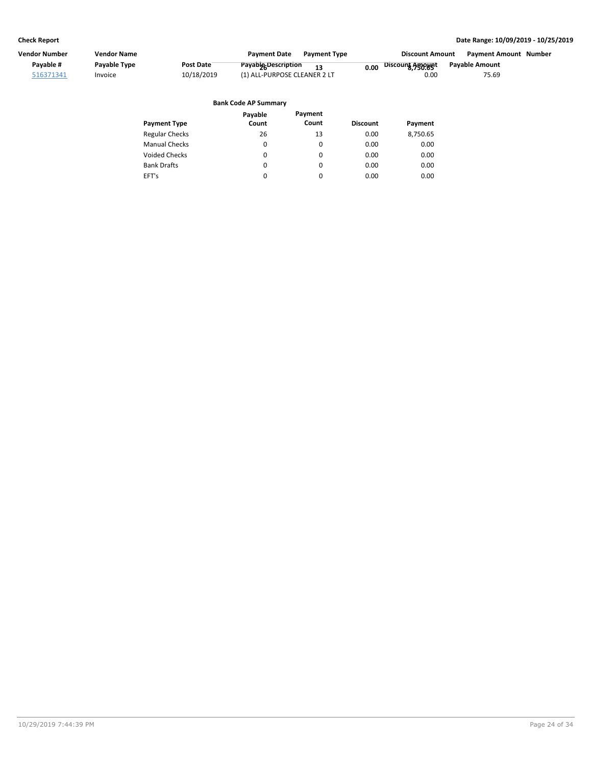| Vendor Number | Vendor Name | | Payment Date | Payment Type | Discount Amount | Payment Amount | Number |
|---|---|---|---|---|---|---|---|
| Payable # | Payable Type | Post Date | Payable Description | | Discount Amount | Payable Amount | |
| 516371341 | Invoice | 10/18/2019 | (1) ALL-PURPOSE CLEANER 2 LT | | 0.00 | 75.69 | |
| | | | 26 | 13 | 0.00 | 8,750.65 | |

**Bank Code AP Summary**

| Payment Type | Payable Count | Payment Count | Discount | Payment |
|---|---|---|---|---|
| Regular Checks | 26 | 13 | 0.00 | 8,750.65 |
| Manual Checks | 0 | 0 | 0.00 | 0.00 |
| Voided Checks | 0 | 0 | 0.00 | 0.00 |
| Bank Drafts | 0 | 0 | 0.00 | 0.00 |
| EFT's | 0 | 0 | 0.00 | 0.00 |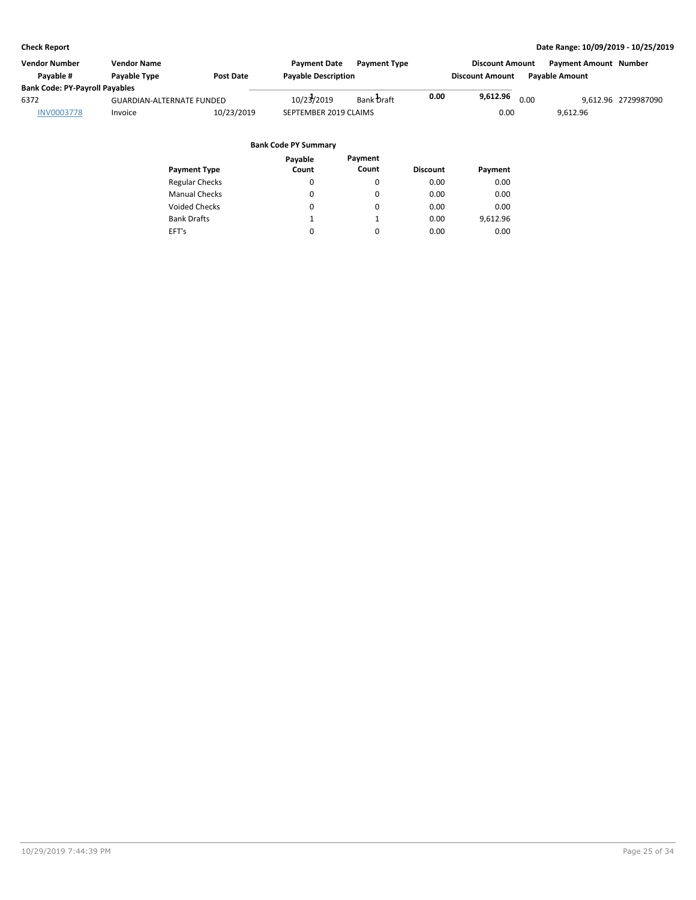**Check Report** — Date Range: 10/09/2019 - 10/25/2019

| Vendor Number | Vendor Name | | Payment Date | Payment Type | Discount Amount | Payment Amount | Number |
|---|---|---|---|---|---|---|---|
| Payable # | Payable Type | Post Date | Payable Description | | Discount Amount | Payable Amount | |
| **Bank Code: PY-Payroll Payables** | | | | | | | |
| 6372 | GUARDIAN-ALTERNATE FUNDED | | 10/23/2019 | Bank Draft | 0.00 | 9,612.96 | 2729987090 |
| INV0003778 | Invoice | 10/23/2019 | SEPTEMBER 2019 CLAIMS | | 0.00 | 9,612.96 | |

**Bank Code PY Summary**

| Payment Type | Payable Count | Payment Count | Discount | Payment |
|---|---|---|---|---|
| Regular Checks | 0 | 0 | 0.00 | 0.00 |
| Manual Checks | 0 | 0 | 0.00 | 0.00 |
| Voided Checks | 0 | 0 | 0.00 | 0.00 |
| Bank Drafts | 1 | 1 | 0.00 | 9,612.96 |
| EFT's | 0 | 0 | 0.00 | 0.00 |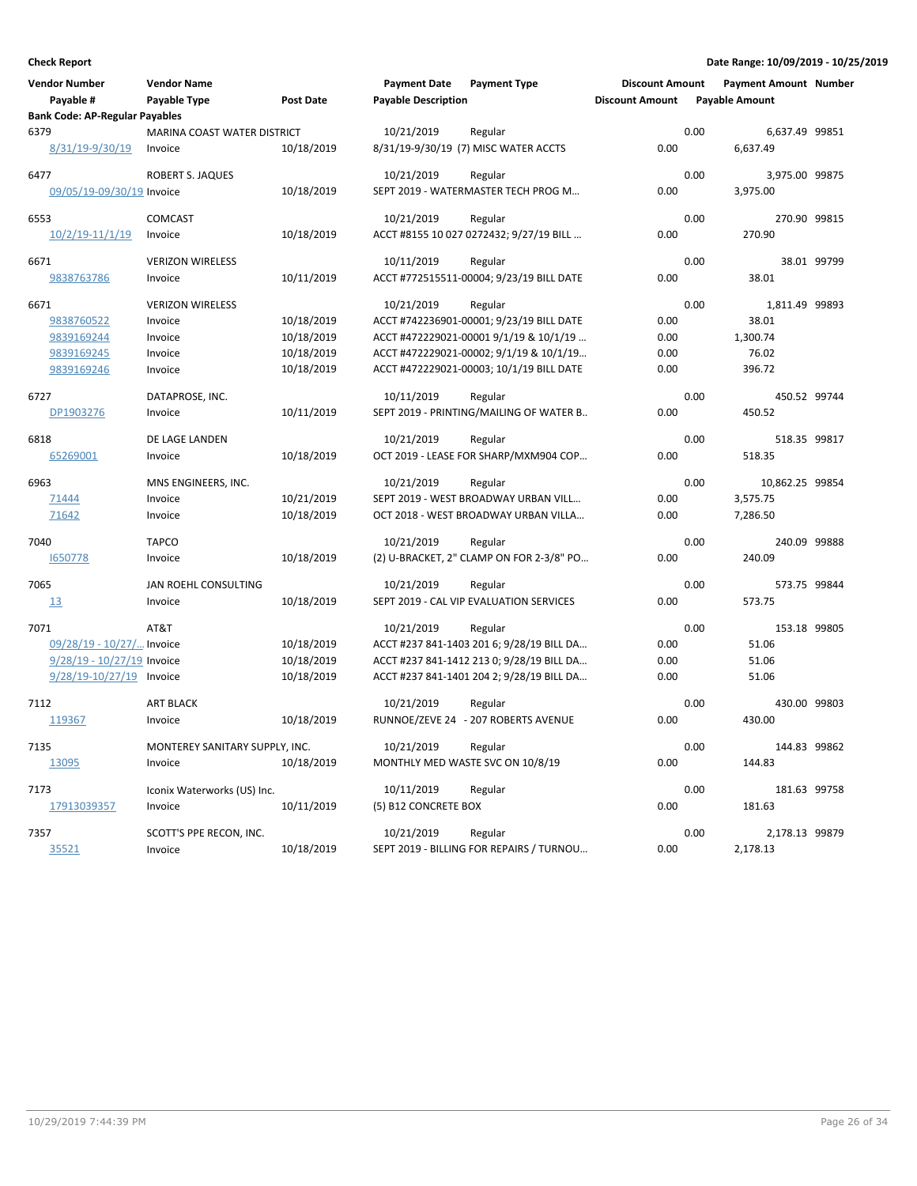**Check Report**

**Date Range: 10/09/2019 - 10/25/2019**

| Vendor Number / Payable # | Vendor Name / Payable Type | Post Date | Payment Date / Payable Description | Payment Type | Discount Amount / Discount Amount | Payment Amount / Payable Amount | Number |
|---|---|---|---|---|---|---|---|
| **Bank Code: AP-Regular Payables** | | | | | | | |
| 6379 | MARINA COAST WATER DISTRICT | | 10/21/2019 | Regular | 0.00 | 6,637.49 | 99851 |
| 8/31/19-9/30/19 | Invoice | 10/18/2019 | 8/31/19-9/30/19 (7) MISC WATER ACCTS | | 0.00 | 6,637.49 | |
| 6477 | ROBERT S. JAQUES | | 10/21/2019 | Regular | 0.00 | 3,975.00 | 99875 |
| 09/05/19-09/30/19 | Invoice | 10/18/2019 | SEPT 2019 - WATERMASTER TECH PROG M... | | 0.00 | 3,975.00 | |
| 6553 | COMCAST | | 10/21/2019 | Regular | 0.00 | 270.90 | 99815 |
| 10/2/19-11/1/19 | Invoice | 10/18/2019 | ACCT #8155 10 027 0272432; 9/27/19 BILL ... | | 0.00 | 270.90 | |
| 6671 | VERIZON WIRELESS | | 10/11/2019 | Regular | 0.00 | 38.01 | 99799 |
| 9838763786 | Invoice | 10/11/2019 | ACCT #772515511-00004; 9/23/19 BILL DATE | | 0.00 | 38.01 | |
| 6671 | VERIZON WIRELESS | | 10/21/2019 | Regular | 0.00 | 1,811.49 | 99893 |
| 9838760522 | Invoice | 10/18/2019 | ACCT #742236901-00001; 9/23/19 BILL DATE | | 0.00 | 38.01 | |
| 9839169244 | Invoice | 10/18/2019 | ACCT #472229021-00001 9/1/19 & 10/1/19 ... | | 0.00 | 1,300.74 | |
| 9839169245 | Invoice | 10/18/2019 | ACCT #472229021-00002; 9/1/19 & 10/1/19... | | 0.00 | 76.02 | |
| 9839169246 | Invoice | 10/18/2019 | ACCT #472229021-00003; 10/1/19 BILL DATE | | 0.00 | 396.72 | |
| 6727 | DATAPROSE, INC. | | 10/11/2019 | Regular | 0.00 | 450.52 | 99744 |
| DP1903276 | Invoice | 10/11/2019 | SEPT 2019 - PRINTING/MAILING OF WATER B.. | | 0.00 | 450.52 | |
| 6818 | DE LAGE LANDEN | | 10/21/2019 | Regular | 0.00 | 518.35 | 99817 |
| 65269001 | Invoice | 10/18/2019 | OCT 2019 - LEASE FOR SHARP/MXM904 COP... | | 0.00 | 518.35 | |
| 6963 | MNS ENGINEERS, INC. | | 10/21/2019 | Regular | 0.00 | 10,862.25 | 99854 |
| 71444 | Invoice | 10/21/2019 | SEPT 2019 - WEST BROADWAY URBAN VILL... | | 0.00 | 3,575.75 | |
| 71642 | Invoice | 10/18/2019 | OCT 2018 - WEST BROADWAY URBAN VILLA... | | 0.00 | 7,286.50 | |
| 7040 | TAPCO | | 10/21/2019 | Regular | 0.00 | 240.09 | 99888 |
| I650778 | Invoice | 10/18/2019 | (2) U-BRACKET, 2" CLAMP ON FOR 2-3/8" PO... | | 0.00 | 240.09 | |
| 7065 | JAN ROEHL CONSULTING | | 10/21/2019 | Regular | 0.00 | 573.75 | 99844 |
| 13 | Invoice | 10/18/2019 | SEPT 2019 - CAL VIP EVALUATION SERVICES | | 0.00 | 573.75 | |
| 7071 | AT&T | | 10/21/2019 | Regular | 0.00 | 153.18 | 99805 |
| 09/28/19 - 10/27/... | Invoice | 10/18/2019 | ACCT #237 841-1403 201 6; 9/28/19 BILL DA... | | 0.00 | 51.06 | |
| 9/28/19 - 10/27/19 | Invoice | 10/18/2019 | ACCT #237 841-1412 213 0; 9/28/19 BILL DA... | | 0.00 | 51.06 | |
| 9/28/19-10/27/19 | Invoice | 10/18/2019 | ACCT #237 841-1401 204 2; 9/28/19 BILL DA... | | 0.00 | 51.06 | |
| 7112 | ART BLACK | | 10/21/2019 | Regular | 0.00 | 430.00 | 99803 |
| 119367 | Invoice | 10/18/2019 | RUNNOE/ZEVE 24 - 207 ROBERTS AVENUE | | 0.00 | 430.00 | |
| 7135 | MONTEREY SANITARY SUPPLY, INC. | | 10/21/2019 | Regular | 0.00 | 144.83 | 99862 |
| 13095 | Invoice | 10/18/2019 | MONTHLY MED WASTE SVC ON 10/8/19 | | 0.00 | 144.83 | |
| 7173 | Iconix Waterworks (US) Inc. | | 10/11/2019 | Regular | 0.00 | 181.63 | 99758 |
| 17913039357 | Invoice | 10/11/2019 | (5) B12 CONCRETE BOX | | 0.00 | 181.63 | |
| 7357 | SCOTT'S PPE RECON, INC. | | 10/21/2019 | Regular | 0.00 | 2,178.13 | 99879 |
| 35521 | Invoice | 10/18/2019 | SEPT 2019 - BILLING FOR REPAIRS / TURNOU... | | 0.00 | 2,178.13 | |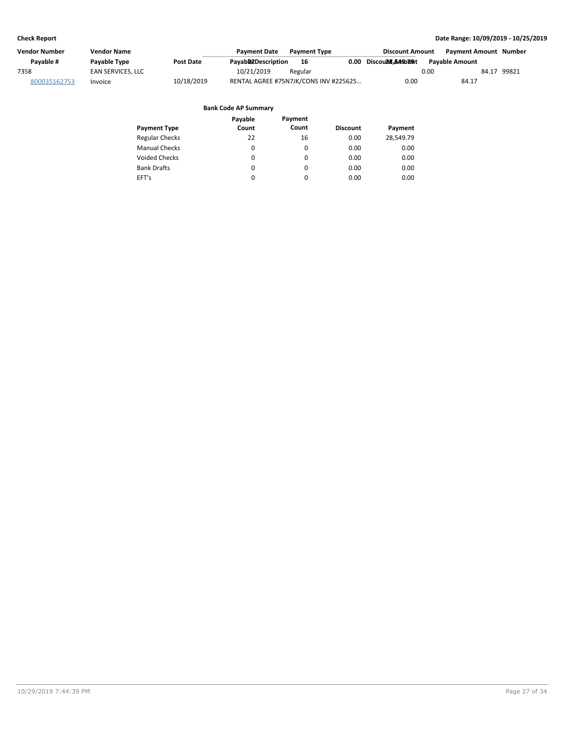**Check Report**

**Date Range: 10/09/2019 - 10/25/2019**

| Vendor Number | Vendor Name | | Payment Date | Payment Type | Discount Amount | Payment Amount | Number |
|---|---|---|---|---|---|---|---|
| Payable # | Payable Type | Post Date | Payable Description | | Discount Amount | Payable Amount | |
| 7358 | EAN SERVICES, LLC | | 10/21/2019 | Regular | 0.00 | 84.17 | 99821 |
| 800035162753 | Invoice | 10/18/2019 | RENTAL AGREE #75N7JK/CONS INV #225625... | | 0.00 | 84.17 | |

Payable Count: 22 | Payment Count: 16 | Discount: 0.00 | Payment: 28,549.79

**Bank Code AP Summary**

| Payment Type | Payable Count | Payment Count | Discount | Payment |
|---|---|---|---|---|
| Regular Checks | 22 | 16 | 0.00 | 28,549.79 |
| Manual Checks | 0 | 0 | 0.00 | 0.00 |
| Voided Checks | 0 | 0 | 0.00 | 0.00 |
| Bank Drafts | 0 | 0 | 0.00 | 0.00 |
| EFT's | 0 | 0 | 0.00 | 0.00 |

10/29/2019 7:44:39 PM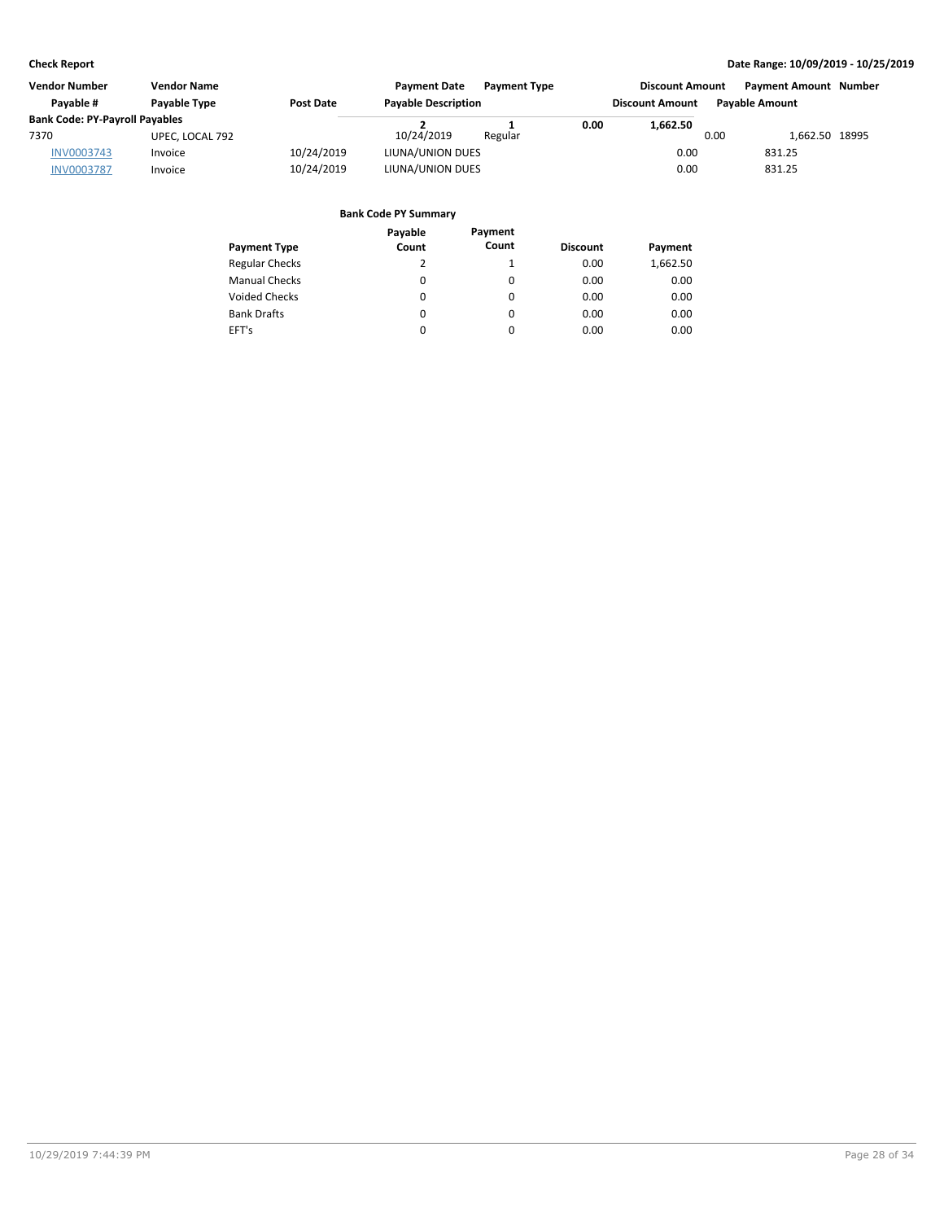**Check Report** | **Date Range: 10/09/2019 - 10/25/2019**

| Vendor Number | Vendor Name | | Payment Date | Payment Type | Discount Amount | Payment Amount | Number |
|---|---|---|---|---|---|---|---|
| Payable # | Payable Type | Post Date | Payable Description | | Discount Amount | Payable Amount | |
| **Bank Code: PY-Payroll Payables** | | | | | | | |
| 7370 | UPEC, LOCAL 792 | | 10/24/2019 | Regular | 0.00 | 1,662.50 | 18995 |
| INV0003743 | Invoice | 10/24/2019 | LIUNA/UNION DUES | | 0.00 | 831.25 | |
| INV0003787 | Invoice | 10/24/2019 | LIUNA/UNION DUES | | 0.00 | 831.25 | |

**Bank Code PY Summary**

| Payment Type | Payable Count | Payment Count | Discount | Payment |
|---|---|---|---|---|
| Regular Checks | 2 | 1 | 0.00 | 1,662.50 |
| Manual Checks | 0 | 0 | 0.00 | 0.00 |
| Voided Checks | 0 | 0 | 0.00 | 0.00 |
| Bank Drafts | 0 | 0 | 0.00 | 0.00 |
| EFT's | 0 | 0 | 0.00 | 0.00 |
| | **2** | **1** | **0.00** | **1,662.50** |

10/29/2019 7:44:39 PM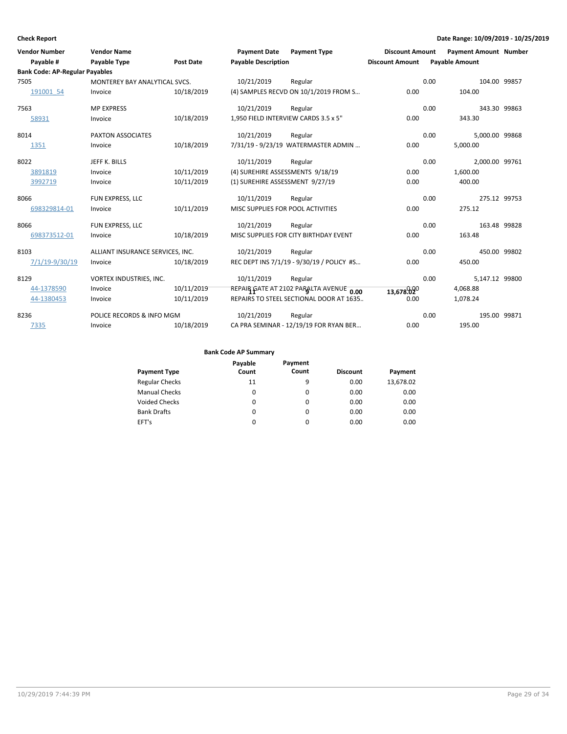**Check Report**

**Date Range: 10/09/2019 - 10/25/2019**

| Vendor Number<br>Payable # | Vendor Name<br>Payable Type | Post Date | Payment Date<br>Payable Description | Payment Type | Discount Amount<br>Discount Amount | Payment Amount<br>Payable Amount | Number |
|---|---|---|---|---|---|---|---|
| **Bank Code: AP-Regular Payables** | | | | | | | |
| 7505 | MONTEREY BAY ANALYTICAL SVCS. | | 10/21/2019 | Regular | 0.00 | 104.00 | 99857 |
| 191001_54 | Invoice | 10/18/2019 | (4) SAMPLES RECVD ON 10/1/2019 FROM S... | | 0.00 | 104.00 | |
| 7563 | MP EXPRESS | | 10/21/2019 | Regular | 0.00 | 343.30 | 99863 |
| 58931 | Invoice | 10/18/2019 | 1,950 FIELD INTERVIEW CARDS 3.5 x 5" | | 0.00 | 343.30 | |
| 8014 | PAXTON ASSOCIATES | | 10/21/2019 | Regular | 0.00 | 5,000.00 | 99868 |
| 1351 | Invoice | 10/18/2019 | 7/31/19 - 9/23/19 WATERMASTER ADMIN ... | | 0.00 | 5,000.00 | |
| 8022 | JEFF K. BILLS | | 10/11/2019 | Regular | 0.00 | 2,000.00 | 99761 |
| 3891819 | Invoice | 10/11/2019 | (4) SUREHIRE ASSESSMENTS 9/18/19 | | 0.00 | 1,600.00 | |
| 3992719 | Invoice | 10/11/2019 | (1) SUREHIRE ASSESSMENT 9/27/19 | | 0.00 | 400.00 | |
| 8066 | FUN EXPRESS, LLC | | 10/11/2019 | Regular | 0.00 | 275.12 | 99753 |
| 698329814-01 | Invoice | 10/11/2019 | MISC SUPPLIES FOR POOL ACTIVITIES | | 0.00 | 275.12 | |
| 8066 | FUN EXPRESS, LLC | | 10/21/2019 | Regular | 0.00 | 163.48 | 99828 |
| 698373512-01 | Invoice | 10/18/2019 | MISC SUPPLIES FOR CITY BIRTHDAY EVENT | | 0.00 | 163.48 | |
| 8103 | ALLIANT INSURANCE SERVICES, INC. | | 10/21/2019 | Regular | 0.00 | 450.00 | 99802 |
| 7/1/19-9/30/19 | Invoice | 10/18/2019 | REC DEPT INS 7/1/19 - 9/30/19 / POLICY #S... | | 0.00 | 450.00 | |
| 8129 | VORTEX INDUSTRIES, INC. | | 10/11/2019 | Regular | 0.00 | 5,147.12 | 99800 |
| 44-1378590 | Invoice | 10/11/2019 | REPAIR GATE AT 2102 PARALTA AVENUE | | 0.00 | 4,068.88 | |
| 44-1380453 | Invoice | 10/11/2019 | REPAIRS TO STEEL SECTIONAL DOOR AT 1635.. | | 0.00 | 1,078.24 | |
| 8236 | POLICE RECORDS & INFO MGM | | 10/21/2019 | Regular | 0.00 | 195.00 | 99871 |
| 7335 | Invoice | 10/18/2019 | CA PRA SEMINAR - 12/19/19 FOR RYAN BER... | | 0.00 | 195.00 | |

**Bank Code AP Summary**

| Payment Type | Payable Count | Payment Count | Discount | Payment |
|---|---|---|---|---|
| Regular Checks | 11 | 9 | 0.00 | 13,678.02 |
| Manual Checks | 0 | 0 | 0.00 | 0.00 |
| Voided Checks | 0 | 0 | 0.00 | 0.00 |
| Bank Drafts | 0 | 0 | 0.00 | 0.00 |
| EFT's | 0 | 0 | 0.00 | 0.00 |
| | **11** | **9** | **0.00** | **13,678.02** |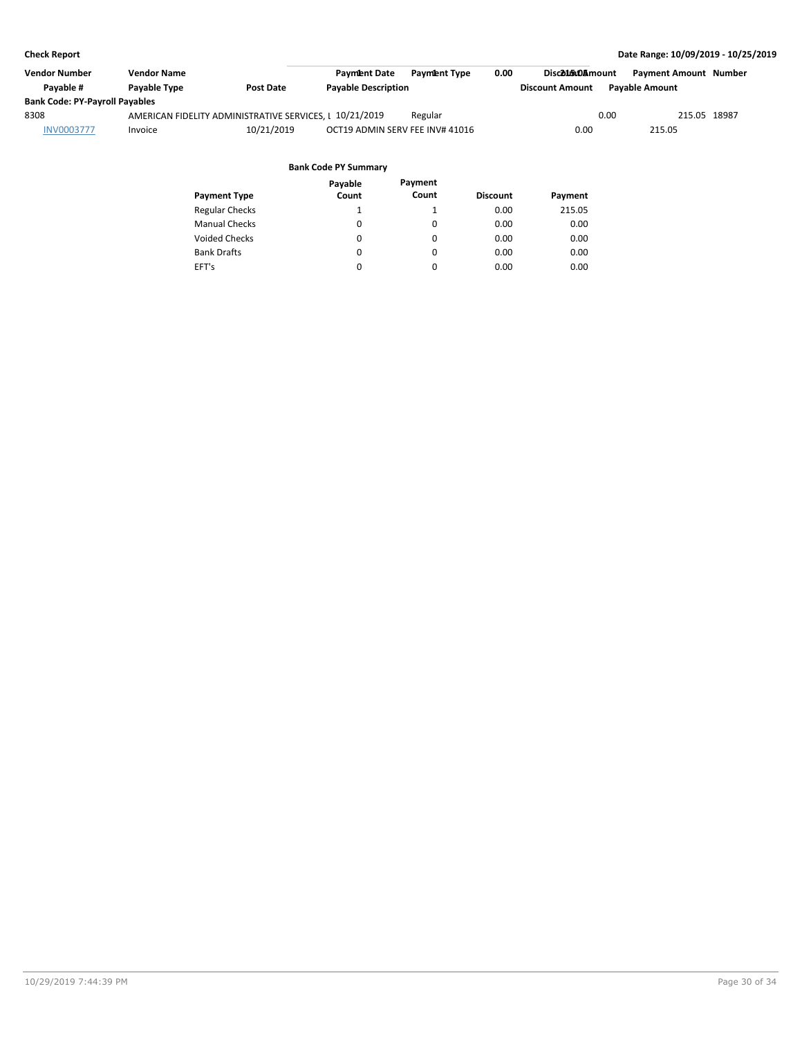**Check Report**

**Date Range: 10/09/2019 - 10/25/2019**

| Vendor Number | Vendor Name | | Payment Date | Payment Type | Discount Amount | Payment Amount | Number |
|---|---|---|---|---|---|---|---|
| Payable # | Payable Type | Post Date | Payable Description | | Discount Amount | Payable Amount | |
| **Bank Code: PY-Payroll Payables** | | | | | | | |
| 8308 | AMERICAN FIDELITY ADMINISTRATIVE SERVICES, L | | 10/21/2019 | Regular | 0.00 | 215.05 | 18987 |
| INV0003777 | Invoice | 10/21/2019 | OCT19 ADMIN SERV FEE INV# 41016 | | 0.00 | 215.05 | |

**Bank Code PY Summary**

| Payment Type | Payable Count | Payment Count | Discount | Payment |
|---|---|---|---|---|
| Regular Checks | 1 | 1 | 0.00 | 215.05 |
| Manual Checks | 0 | 0 | 0.00 | 0.00 |
| Voided Checks | 0 | 0 | 0.00 | 0.00 |
| Bank Drafts | 0 | 0 | 0.00 | 0.00 |
| EFT's | 0 | 0 | 0.00 | 0.00 |

10/29/2019 7:44:39 PM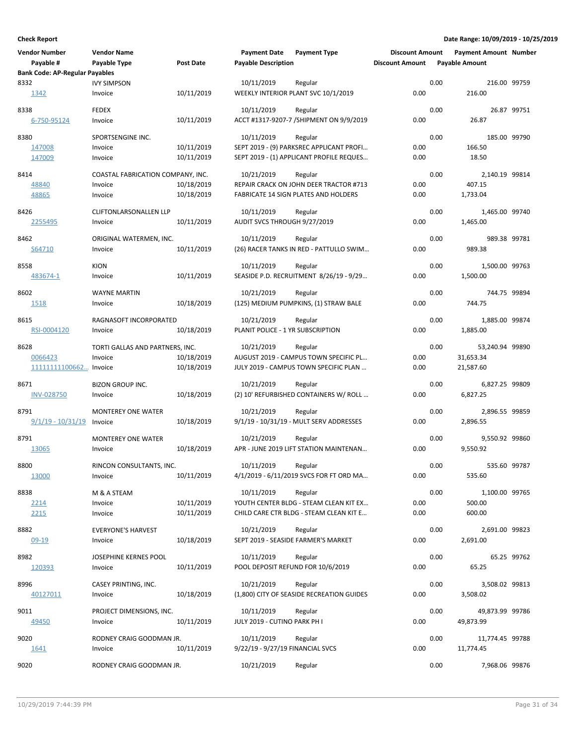**Check Report**

**Date Range: 10/09/2019 - 10/25/2019**

| Vendor Number / Payable # | Vendor Name / Payable Type | Post Date | Payment Date / Payable Description | Payment Type | Discount Amount / Discount Amount | Payment Amount / Payable Amount | Number |
|---|---|---|---|---|---|---|---|
| **Bank Code: AP-Regular Payables** | | | | | | | |
| 8332 | IVY SIMPSON | | 10/11/2019 | Regular | 0.00 | 216.00 | 99759 |
| 1342 | Invoice | 10/11/2019 | WEEKLY INTERIOR PLANT SVC 10/1/2019 | | 0.00 | 216.00 | |
| 8338 | FEDEX | | 10/11/2019 | Regular | 0.00 | 26.87 | 99751 |
| 6-750-95124 | Invoice | 10/11/2019 | ACCT #1317-9207-7 /SHIPMENT ON 9/9/2019 | | 0.00 | 26.87 | |
| 8380 | SPORTSENGINE INC. | | 10/11/2019 | Regular | 0.00 | 185.00 | 99790 |
| 147008 | Invoice | 10/11/2019 | SEPT 2019 - (9) PARKSREC APPLICANT PROFI… | | 0.00 | 166.50 | |
| 147009 | Invoice | 10/11/2019 | SEPT 2019 - (1) APPLICANT PROFILE REQUES… | | 0.00 | 18.50 | |
| 8414 | COASTAL FABRICATION COMPANY, INC. | | 10/21/2019 | Regular | 0.00 | 2,140.19 | 99814 |
| 48840 | Invoice | 10/18/2019 | REPAIR CRACK ON JOHN DEER TRACTOR #713 | | 0.00 | 407.15 | |
| 48865 | Invoice | 10/18/2019 | FABRICATE 14 SIGN PLATES AND HOLDERS | | 0.00 | 1,733.04 | |
| 8426 | CLIFTONLARSONALLEN LLP | | 10/11/2019 | Regular | 0.00 | 1,465.00 | 99740 |
| 2255495 | Invoice | 10/11/2019 | AUDIT SVCS THROUGH 9/27/2019 | | 0.00 | 1,465.00 | |
| 8462 | ORIGINAL WATERMEN, INC. | | 10/11/2019 | Regular | 0.00 | 989.38 | 99781 |
| S64710 | Invoice | 10/11/2019 | (26) RACER TANKS IN RED - PATTULLO SWIM… | | 0.00 | 989.38 | |
| 8558 | KION | | 10/11/2019 | Regular | 0.00 | 1,500.00 | 99763 |
| 483674-1 | Invoice | 10/11/2019 | SEASIDE P.D. RECRUITMENT 8/26/19 - 9/29… | | 0.00 | 1,500.00 | |
| 8602 | WAYNE MARTIN | | 10/21/2019 | Regular | 0.00 | 744.75 | 99894 |
| 1518 | Invoice | 10/18/2019 | (125) MEDIUM PUMPKINS, (1) STRAW BALE | | 0.00 | 744.75 | |
| 8615 | RAGNASOFT INCORPORATED | | 10/21/2019 | Regular | 0.00 | 1,885.00 | 99874 |
| RSI-0004120 | Invoice | 10/18/2019 | PLANIT POLICE - 1 YR SUBSCRIPTION | | 0.00 | 1,885.00 | |
| 8628 | TORTI GALLAS AND PARTNERS, INC. | | 10/21/2019 | Regular | 0.00 | 53,240.94 | 99890 |
| 0066423 | Invoice | 10/18/2019 | AUGUST 2019 - CAMPUS TOWN SPECIFIC PL… | | 0.00 | 31,653.34 | |
| 11111111100662… | Invoice | 10/18/2019 | JULY 2019 - CAMPUS TOWN SPECIFIC PLAN … | | 0.00 | 21,587.60 | |
| 8671 | BIZON GROUP INC. | | 10/21/2019 | Regular | 0.00 | 6,827.25 | 99809 |
| INV-028750 | Invoice | 10/18/2019 | (2) 10' REFURBISHED CONTAINERS W/ ROLL … | | 0.00 | 6,827.25 | |
| 8791 | MONTEREY ONE WATER | | 10/21/2019 | Regular | 0.00 | 2,896.55 | 99859 |
| 9/1/19 - 10/31/19 | Invoice | 10/18/2019 | 9/1/19 - 10/31/19 - MULT SERV ADDRESSES | | 0.00 | 2,896.55 | |
| 8791 | MONTEREY ONE WATER | | 10/21/2019 | Regular | 0.00 | 9,550.92 | 99860 |
| 13065 | Invoice | 10/18/2019 | APR - JUNE 2019 LIFT STATION MAINTENAN… | | 0.00 | 9,550.92 | |
| 8800 | RINCON CONSULTANTS, INC. | | 10/11/2019 | Regular | 0.00 | 535.60 | 99787 |
| 13000 | Invoice | 10/11/2019 | 4/1/2019 - 6/11/2019 SVCS FOR FT ORD MA… | | 0.00 | 535.60 | |
| 8838 | M & A STEAM | | 10/11/2019 | Regular | 0.00 | 1,100.00 | 99765 |
| 2214 | Invoice | 10/11/2019 | YOUTH CENTER BLDG - STEAM CLEAN KIT EX… | | 0.00 | 500.00 | |
| 2215 | Invoice | 10/11/2019 | CHILD CARE CTR BLDG - STEAM CLEAN KIT E… | | 0.00 | 600.00 | |
| 8882 | EVERYONE'S HARVEST | | 10/21/2019 | Regular | 0.00 | 2,691.00 | 99823 |
| 09-19 | Invoice | 10/18/2019 | SEPT 2019 - SEASIDE FARMER'S MARKET | | 0.00 | 2,691.00 | |
| 8982 | JOSEPHINE KERNES POOL | | 10/11/2019 | Regular | 0.00 | 65.25 | 99762 |
| 120393 | Invoice | 10/11/2019 | POOL DEPOSIT REFUND FOR 10/6/2019 | | 0.00 | 65.25 | |
| 8996 | CASEY PRINTING, INC. | | 10/21/2019 | Regular | 0.00 | 3,508.02 | 99813 |
| 40127011 | Invoice | 10/18/2019 | (1,800) CITY OF SEASIDE RECREATION GUIDES | | 0.00 | 3,508.02 | |
| 9011 | PROJECT DIMENSIONS, INC. | | 10/11/2019 | Regular | 0.00 | 49,873.99 | 99786 |
| 49450 | Invoice | 10/11/2019 | JULY 2019 - CUTINO PARK PH I | | 0.00 | 49,873.99 | |
| 9020 | RODNEY CRAIG GOODMAN JR. | | 10/11/2019 | Regular | 0.00 | 11,774.45 | 99788 |
| 1641 | Invoice | 10/11/2019 | 9/22/19 - 9/27/19 FINANCIAL SVCS | | 0.00 | 11,774.45 | |
| 9020 | RODNEY CRAIG GOODMAN JR. | | 10/21/2019 | Regular | 0.00 | 7,968.06 | 99876 |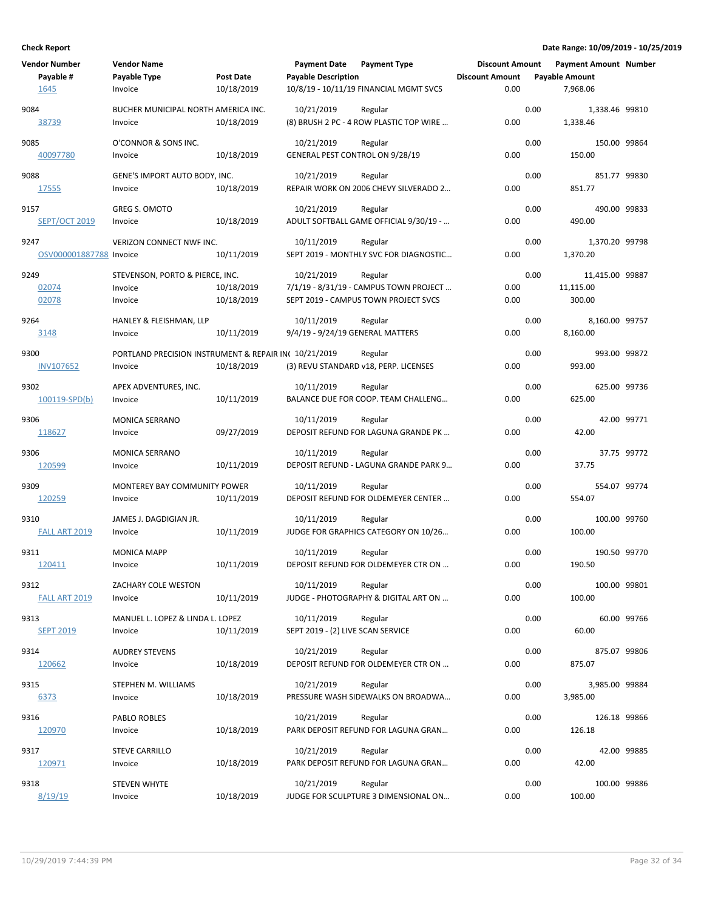**Check Report** — Date Range: 10/09/2019 - 10/25/2019

| Vendor Number / Payable # | Vendor Name / Payable Type | Post Date | Payment Date / Payable Description | Payment Type | Discount Amount | Payment Amount / Payable Amount | Number |
|---|---|---|---|---|---|---|---|
| 1645 | Invoice | 10/18/2019 | 10/8/19 - 10/11/19 FINANCIAL MGMT SVCS | | 0.00 | 7,968.06 | |
| 9084 | BUCHER MUNICIPAL NORTH AMERICA INC. | | 10/21/2019 | Regular | 0.00 | 1,338.46 | 99810 |
| 38739 | Invoice | 10/18/2019 | (8) BRUSH 2 PC - 4 ROW PLASTIC TOP WIRE ... | | 0.00 | 1,338.46 | |
| 9085 | O'CONNOR & SONS INC. | | 10/21/2019 | Regular | 0.00 | 150.00 | 99864 |
| 40097780 | Invoice | 10/18/2019 | GENERAL PEST CONTROL ON 9/28/19 | | 0.00 | 150.00 | |
| 9088 | GENE'S IMPORT AUTO BODY, INC. | | 10/21/2019 | Regular | 0.00 | 851.77 | 99830 |
| 17555 | Invoice | 10/18/2019 | REPAIR WORK ON 2006 CHEVY SILVERADO 2... | | 0.00 | 851.77 | |
| 9157 | GREG S. OMOTO | | 10/21/2019 | Regular | 0.00 | 490.00 | 99833 |
| SEPT/OCT 2019 | Invoice | 10/18/2019 | ADULT SOFTBALL GAME OFFICIAL 9/30/19 - ... | | 0.00 | 490.00 | |
| 9247 | VERIZON CONNECT NWF INC. | | 10/11/2019 | Regular | 0.00 | 1,370.20 | 99798 |
| OSV000001887788 | Invoice | 10/11/2019 | SEPT 2019 - MONTHLY SVC FOR DIAGNOSTIC... | | 0.00 | 1,370.20 | |
| 9249 | STEVENSON, PORTO & PIERCE, INC. | | 10/21/2019 | Regular | 0.00 | 11,415.00 | 99887 |
| 02074 | Invoice | 10/18/2019 | 7/1/19 - 8/31/19 - CAMPUS TOWN PROJECT ... | | 0.00 | 11,115.00 | |
| 02078 | Invoice | 10/18/2019 | SEPT 2019 - CAMPUS TOWN PROJECT SVCS | | 0.00 | 300.00 | |
| 9264 | HANLEY & FLEISHMAN, LLP | | 10/11/2019 | Regular | 0.00 | 8,160.00 | 99757 |
| 3148 | Invoice | 10/11/2019 | 9/4/19 - 9/24/19 GENERAL MATTERS | | 0.00 | 8,160.00 | |
| 9300 | PORTLAND PRECISION INSTRUMENT & REPAIR IN( | | 10/21/2019 | Regular | 0.00 | 993.00 | 99872 |
| INV107652 | Invoice | 10/18/2019 | (3) REVU STANDARD v18, PERP. LICENSES | | 0.00 | 993.00 | |
| 9302 | APEX ADVENTURES, INC. | | 10/11/2019 | Regular | 0.00 | 625.00 | 99736 |
| 100119-SPD(b) | Invoice | 10/11/2019 | BALANCE DUE FOR COOP. TEAM CHALLENG... | | 0.00 | 625.00 | |
| 9306 | MONICA SERRANO | | 10/11/2019 | Regular | 0.00 | 42.00 | 99771 |
| 118627 | Invoice | 09/27/2019 | DEPOSIT REFUND FOR LAGUNA GRANDE PK ... | | 0.00 | 42.00 | |
| 9306 | MONICA SERRANO | | 10/11/2019 | Regular | 0.00 | 37.75 | 99772 |
| 120599 | Invoice | 10/11/2019 | DEPOSIT REFUND - LAGUNA GRANDE PARK 9... | | 0.00 | 37.75 | |
| 9309 | MONTEREY BAY COMMUNITY POWER | | 10/11/2019 | Regular | 0.00 | 554.07 | 99774 |
| 120259 | Invoice | 10/11/2019 | DEPOSIT REFUND FOR OLDEMEYER CENTER ... | | 0.00 | 554.07 | |
| 9310 | JAMES J. DAGDIGIAN JR. | | 10/11/2019 | Regular | 0.00 | 100.00 | 99760 |
| FALL ART 2019 | Invoice | 10/11/2019 | JUDGE FOR GRAPHICS CATEGORY ON 10/26... | | 0.00 | 100.00 | |
| 9311 | MONICA MAPP | | 10/11/2019 | Regular | 0.00 | 190.50 | 99770 |
| 120411 | Invoice | 10/11/2019 | DEPOSIT REFUND FOR OLDEMEYER CTR ON ... | | 0.00 | 190.50 | |
| 9312 | ZACHARY COLE WESTON | | 10/11/2019 | Regular | 0.00 | 100.00 | 99801 |
| FALL ART 2019 | Invoice | 10/11/2019 | JUDGE - PHOTOGRAPHY & DIGITAL ART ON ... | | 0.00 | 100.00 | |
| 9313 | MANUEL L. LOPEZ & LINDA L. LOPEZ | | 10/11/2019 | Regular | 0.00 | 60.00 | 99766 |
| SEPT 2019 | Invoice | 10/11/2019 | SEPT 2019 - (2) LIVE SCAN SERVICE | | 0.00 | 60.00 | |
| 9314 | AUDREY STEVENS | | 10/21/2019 | Regular | 0.00 | 875.07 | 99806 |
| 120662 | Invoice | 10/18/2019 | DEPOSIT REFUND FOR OLDEMEYER CTR ON ... | | 0.00 | 875.07 | |
| 9315 | STEPHEN M. WILLIAMS | | 10/21/2019 | Regular | 0.00 | 3,985.00 | 99884 |
| 6373 | Invoice | 10/18/2019 | PRESSURE WASH SIDEWALKS ON BROADWA... | | 0.00 | 3,985.00 | |
| 9316 | PABLO ROBLES | | 10/21/2019 | Regular | 0.00 | 126.18 | 99866 |
| 120970 | Invoice | 10/18/2019 | PARK DEPOSIT REFUND FOR LAGUNA GRAN... | | 0.00 | 126.18 | |
| 9317 | STEVE CARRILLO | | 10/21/2019 | Regular | 0.00 | 42.00 | 99885 |
| 120971 | Invoice | 10/18/2019 | PARK DEPOSIT REFUND FOR LAGUNA GRAN... | | 0.00 | 42.00 | |
| 9318 | STEVEN WHYTE | | 10/21/2019 | Regular | 0.00 | 100.00 | 99886 |
| 8/19/19 | Invoice | 10/18/2019 | JUDGE FOR SCULPTURE 3 DIMENSIONAL ON... | | 0.00 | 100.00 | |

10/29/2019 7:44:39 PM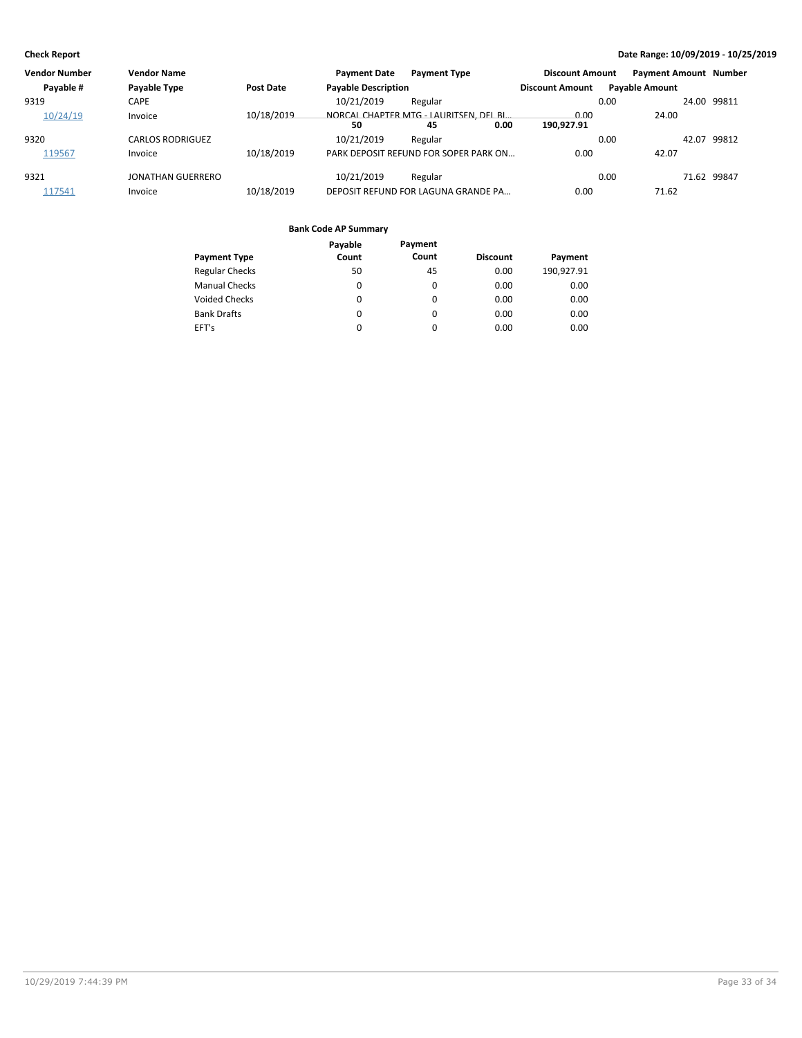**Check Report**

**Date Range: 10/09/2019 - 10/25/2019**

| Vendor Number | Vendor Name | | Payment Date | Payment Type | Discount Amount | Payment Amount | Number |
|---|---|---|---|---|---|---|---|
| Payable # | Payable Type | Post Date | Payable Description | | Discount Amount | Payable Amount | |
| 9319 | CAPE | | 10/21/2019 | Regular | 0.00 | 24.00 | 99811 |
| 10/24/19 | Invoice | 10/18/2019 | NORCAL CHAPTER MTG - LAURITSEN, DEL BI... | | 0.00 | 24.00 | |
| | | | 50 | 45 | 0.00 | 190,927.91 | |
| 9320 | CARLOS RODRIGUEZ | | 10/21/2019 | Regular | 0.00 | 42.07 | 99812 |
| 119567 | Invoice | 10/18/2019 | PARK DEPOSIT REFUND FOR SOPER PARK ON... | | 0.00 | 42.07 | |
| 9321 | JONATHAN GUERRERO | | 10/21/2019 | Regular | 0.00 | 71.62 | 99847 |
| 117541 | Invoice | 10/18/2019 | DEPOSIT REFUND FOR LAGUNA GRANDE PA... | | 0.00 | 71.62 | |

**Bank Code AP Summary**

| Payment Type | Payable Count | Payment Count | Discount | Payment |
|---|---|---|---|---|
| Regular Checks | 50 | 45 | 0.00 | 190,927.91 |
| Manual Checks | 0 | 0 | 0.00 | 0.00 |
| Voided Checks | 0 | 0 | 0.00 | 0.00 |
| Bank Drafts | 0 | 0 | 0.00 | 0.00 |
| EFT's | 0 | 0 | 0.00 | 0.00 |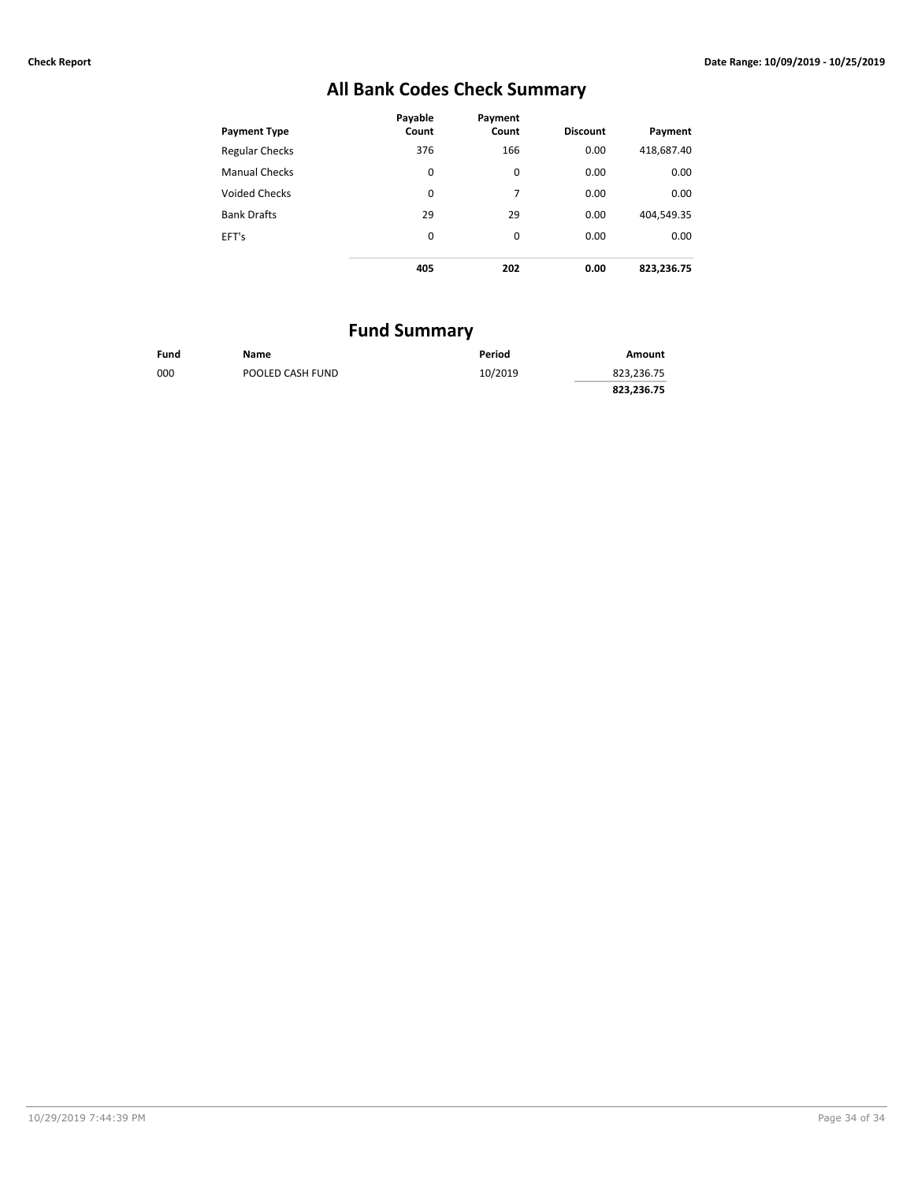# All Bank Codes Check Summary

| Payment Type | Payable Count | Payment Count | Discount | Payment |
|---|---|---|---|---|
| Regular Checks | 376 | 166 | 0.00 | 418,687.40 |
| Manual Checks | 0 | 0 | 0.00 | 0.00 |
| Voided Checks | 0 | 7 | 0.00 | 0.00 |
| Bank Drafts | 29 | 29 | 0.00 | 404,549.35 |
| EFT's | 0 | 0 | 0.00 | 0.00 |
| | **405** | **202** | **0.00** | **823,236.75** |

# Fund Summary

| Fund | Name | Period | Amount |
|---|---|---|---|
| 000 | POOLED CASH FUND | 10/2019 | 823,236.75 |
| | | | **823,236.75** |